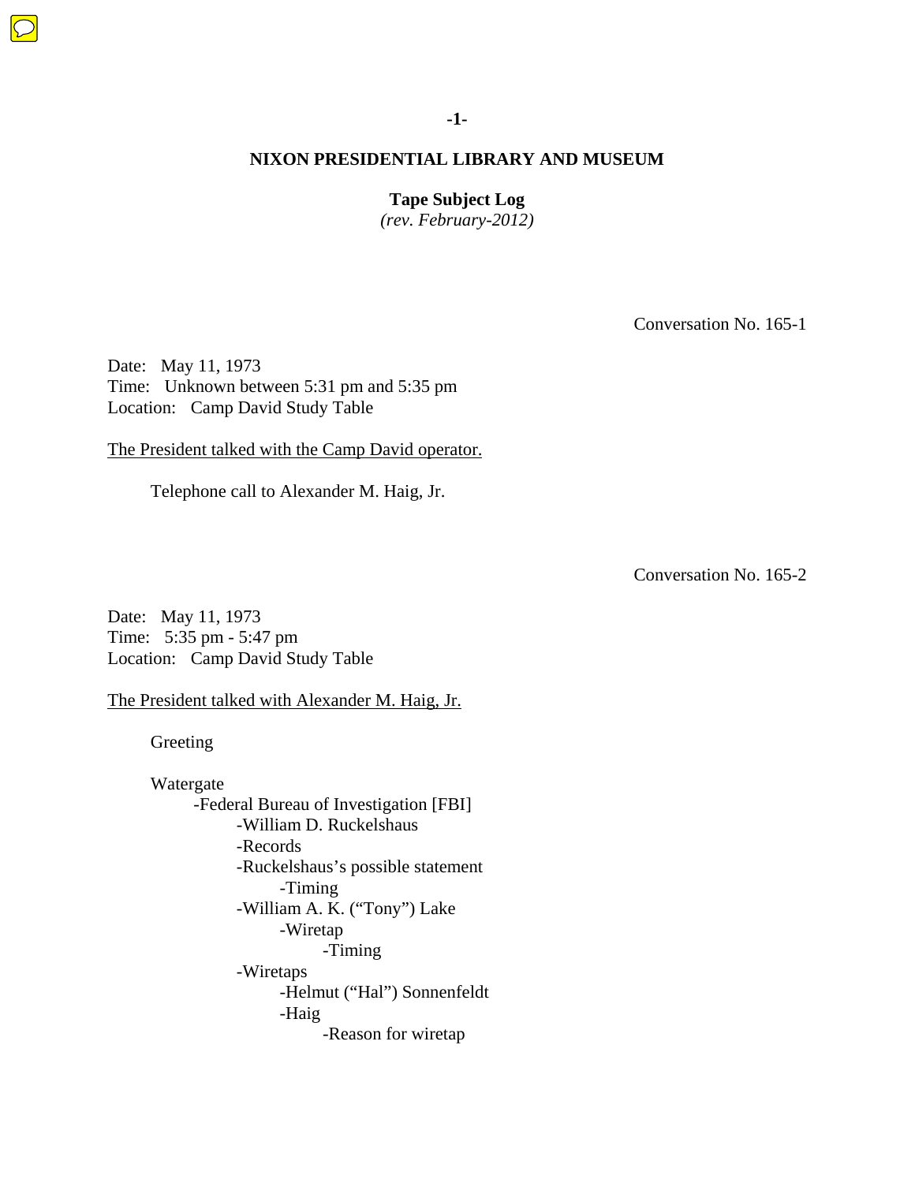# NIXON PRESIDENTIAL LIBRARY AND MUSEUM

**Tape Subject Log**
*(rev. February-2012)*

Conversation No. 165-1

Date: May 11, 1973
Time: Unknown between 5:31 pm and 5:35 pm
Location: Camp David Study Table

The President talked with the Camp David operator.

Telephone call to Alexander M. Haig, Jr.

Conversation No. 165-2

Date: May 11, 1973
Time: 5:35 pm - 5:47 pm
Location: Camp David Study Table

The President talked with Alexander M. Haig, Jr.

Greeting

Watergate
- Federal Bureau of Investigation [FBI]
  - William D. Ruckelshaus
  - Records
  - Ruckelshaus's possible statement
    - Timing
  - William A. K. ("Tony") Lake
    - Wiretap
      - Timing
  - Wiretaps
    - Helmut ("Hal") Sonnenfeldt
    - Haig
      - Reason for wiretap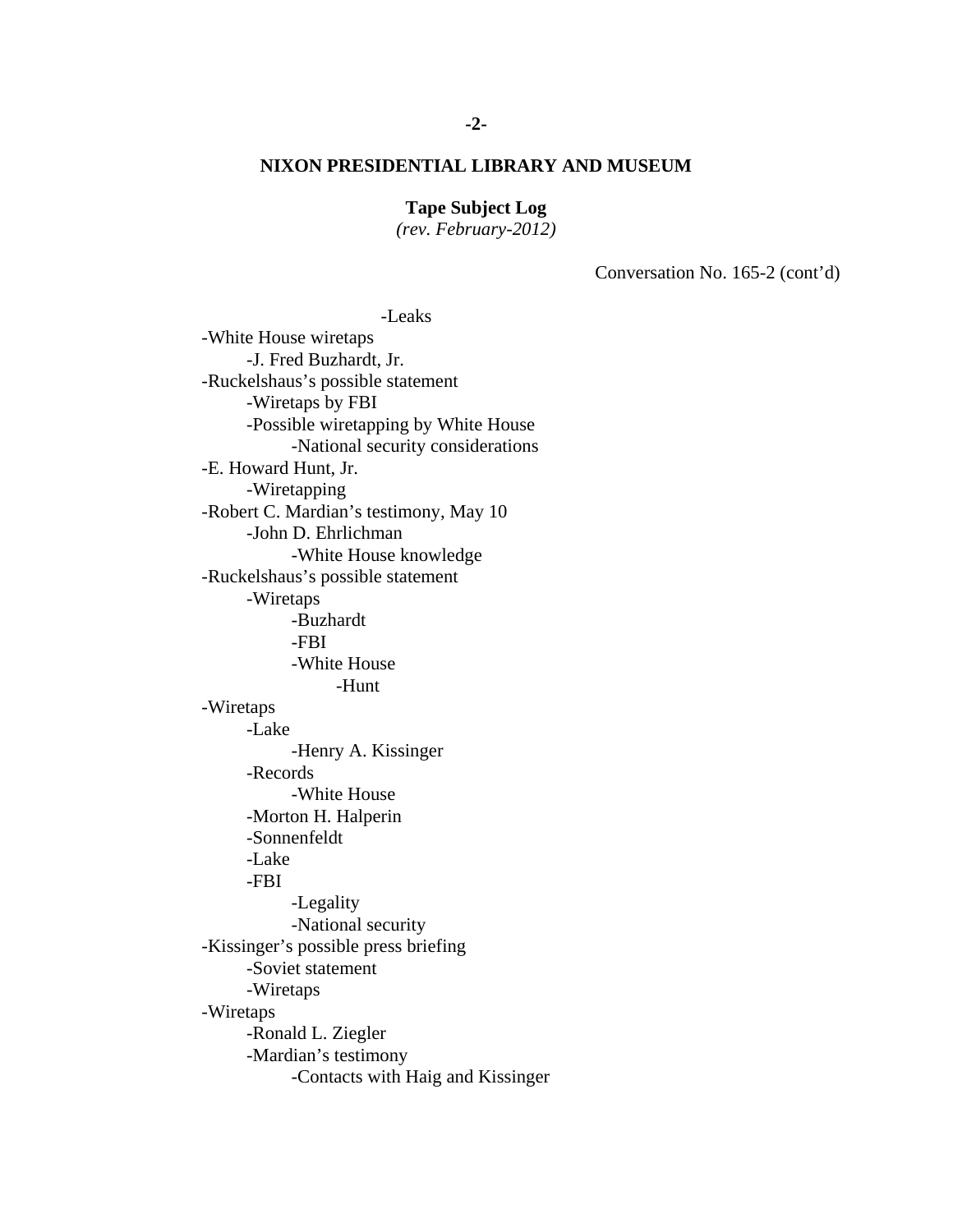**NIXON PRESIDENTIAL LIBRARY AND MUSEUM**

**Tape Subject Log**
*(rev. February-2012)*

Conversation No. 165-2 (cont'd)

- -Leaks
- -White House wiretaps
    - -J. Fred Buzhardt, Jr.
- -Ruckelshaus's possible statement
    - -Wiretaps by FBI
    - -Possible wiretapping by White House
        - -National security considerations
- -E. Howard Hunt, Jr.
    - -Wiretapping
- -Robert C. Mardian's testimony, May 10
    - -John D. Ehrlichman
        - -White House knowledge
- -Ruckelshaus's possible statement
    - -Wiretaps
        - -Buzhardt
        - -FBI
        - -White House
            - -Hunt
- -Wiretaps
    - -Lake
        - -Henry A. Kissinger
    - -Records
        - -White House
    - -Morton H. Halperin
    - -Sonnenfeldt
    - -Lake
    - -FBI
        - -Legality
        - -National security
- -Kissinger's possible press briefing
    - -Soviet statement
    - -Wiretaps
- -Wiretaps
    - -Ronald L. Ziegler
    - -Mardian's testimony
        - -Contacts with Haig and Kissinger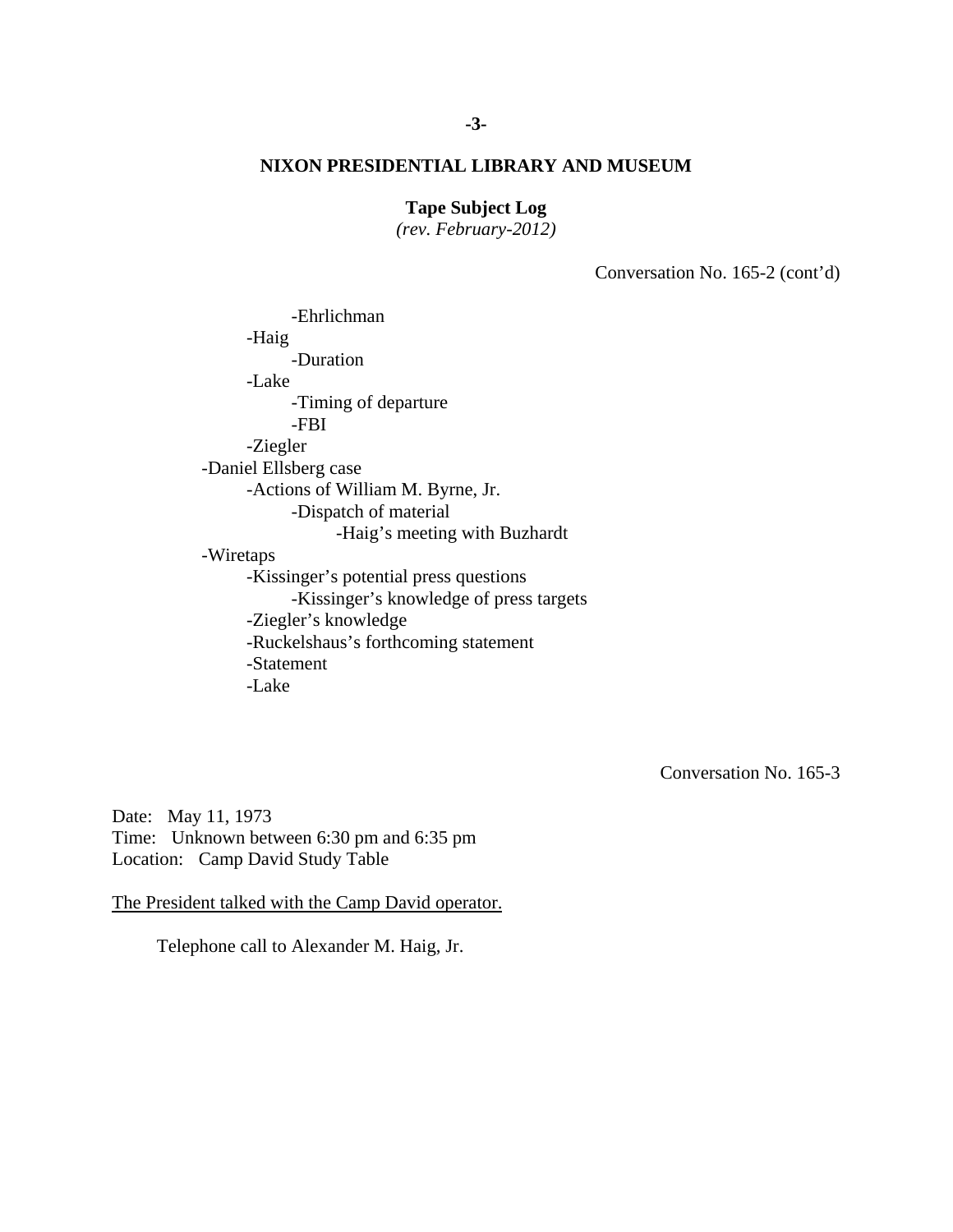**NIXON PRESIDENTIAL LIBRARY AND MUSEUM**

**Tape Subject Log**
*(rev. February-2012)*

Conversation No. 165-2 (cont'd)

- -Ehrlichman
- -Haig
  - -Duration
- -Lake
  - -Timing of departure
  - -FBI
- -Ziegler

-Daniel Ellsberg case
- -Actions of William M. Byrne, Jr.
  - -Dispatch of material
    - -Haig's meeting with Buzhardt

-Wiretaps
- -Kissinger's potential press questions
  - -Kissinger's knowledge of press targets
- -Ziegler's knowledge
- -Ruckelshaus's forthcoming statement
- -Statement
- -Lake

Conversation No. 165-3

Date: May 11, 1973
Time: Unknown between 6:30 pm and 6:35 pm
Location: Camp David Study Table

The President talked with the Camp David operator.

Telephone call to Alexander M. Haig, Jr.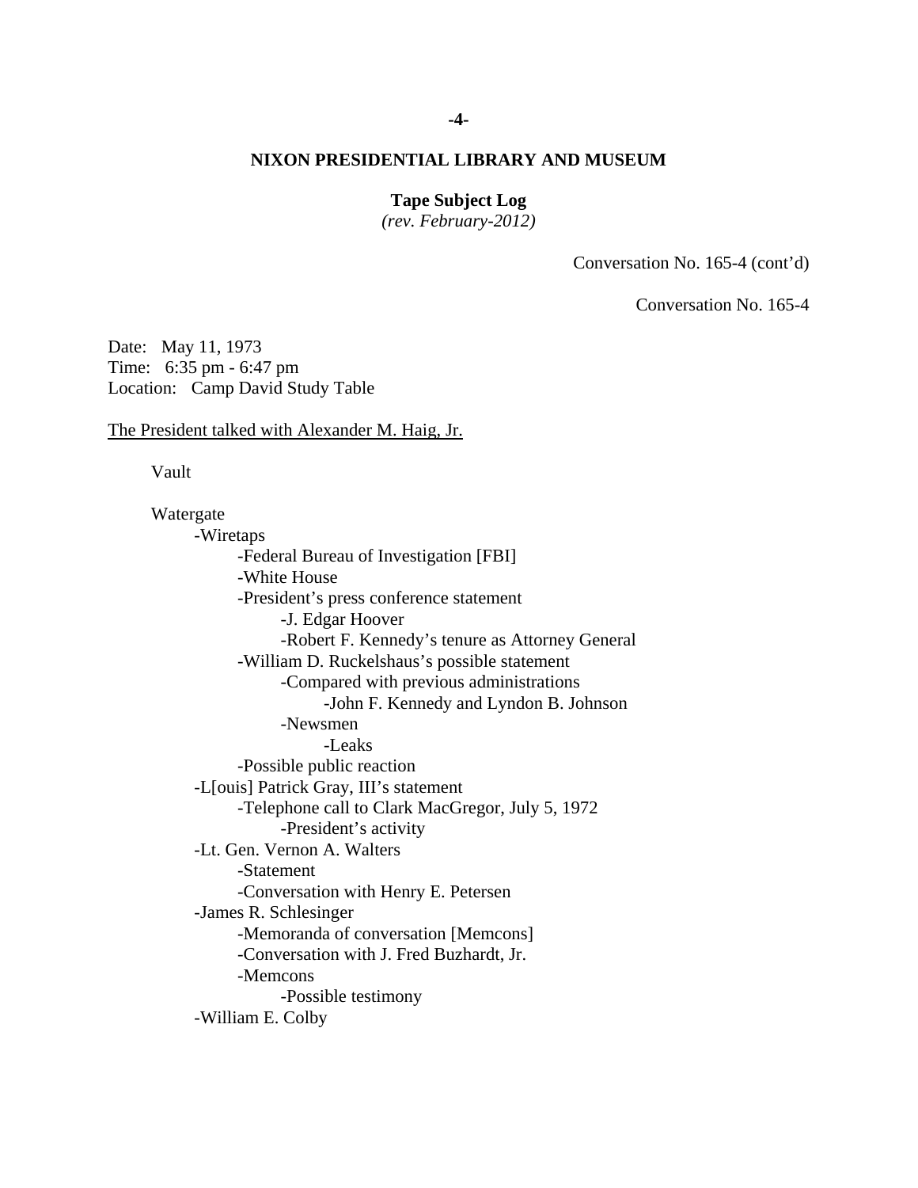**NIXON PRESIDENTIAL LIBRARY AND MUSEUM**

**Tape Subject Log**
*(rev. February-2012)*

Conversation No. 165-4 (cont'd)

Conversation No. 165-4

Date: May 11, 1973
Time: 6:35 pm - 6:47 pm
Location: Camp David Study Table

The President talked with Alexander M. Haig, Jr.

Vault

Watergate
- -Wiretaps
  - -Federal Bureau of Investigation [FBI]
  - -White House
  - -President's press conference statement
    - -J. Edgar Hoover
    - -Robert F. Kennedy's tenure as Attorney General
  - -William D. Ruckelshaus's possible statement
    - -Compared with previous administrations
      - -John F. Kennedy and Lyndon B. Johnson
    - -Newsmen
      - -Leaks
  - -Possible public reaction
- -L[ouis] Patrick Gray, III's statement
  - -Telephone call to Clark MacGregor, July 5, 1972
    - -President's activity
- -Lt. Gen. Vernon A. Walters
  - -Statement
  - -Conversation with Henry E. Petersen
- -James R. Schlesinger
  - -Memoranda of conversation [Memcons]
  - -Conversation with J. Fred Buzhardt, Jr.
  - -Memcons
    - -Possible testimony
- -William E. Colby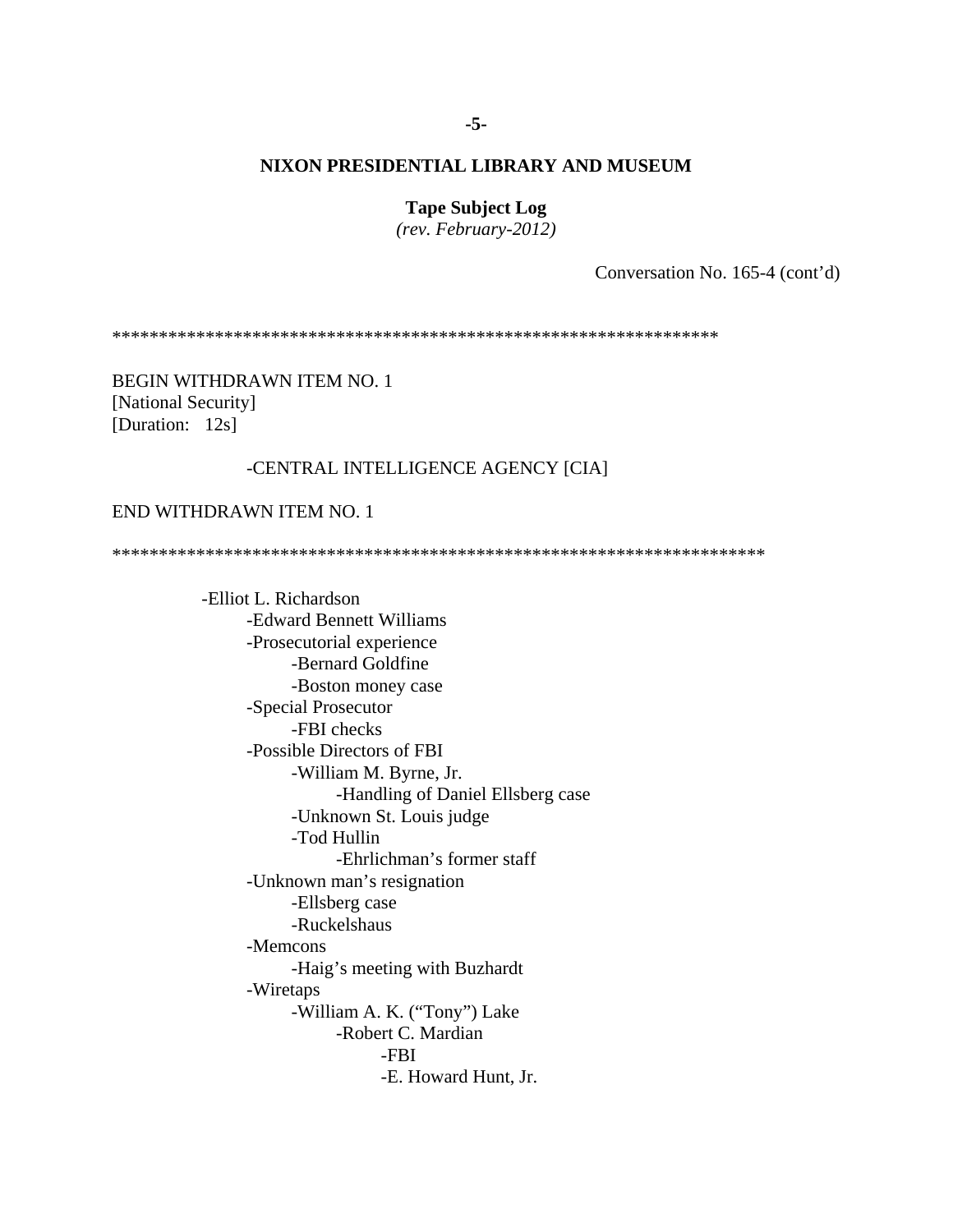**NIXON PRESIDENTIAL LIBRARY AND MUSEUM**

**Tape Subject Log**
*(rev. February-2012)*

Conversation No. 165-4 (cont'd)

*****************************************************************

BEGIN WITHDRAWN ITEM NO. 1
[National Security]
[Duration: 12s]

-CENTRAL INTELLIGENCE AGENCY [CIA]

END WITHDRAWN ITEM NO. 1

*********************************************************************

- -Elliot L. Richardson
  - -Edward Bennett Williams
  - -Prosecutorial experience
    - -Bernard Goldfine
    - -Boston money case
  - -Special Prosecutor
    - -FBI checks
  - -Possible Directors of FBI
    - -William M. Byrne, Jr.
      - -Handling of Daniel Ellsberg case
    - -Unknown St. Louis judge
    - -Tod Hullin
      - -Ehrlichman's former staff
  - -Unknown man's resignation
    - -Ellsberg case
    - -Ruckelshaus
  - -Memcons
    - -Haig's meeting with Buzhardt
  - -Wiretaps
    - -William A. K. ("Tony") Lake
      - -Robert C. Mardian
        - -FBI
        - -E. Howard Hunt, Jr.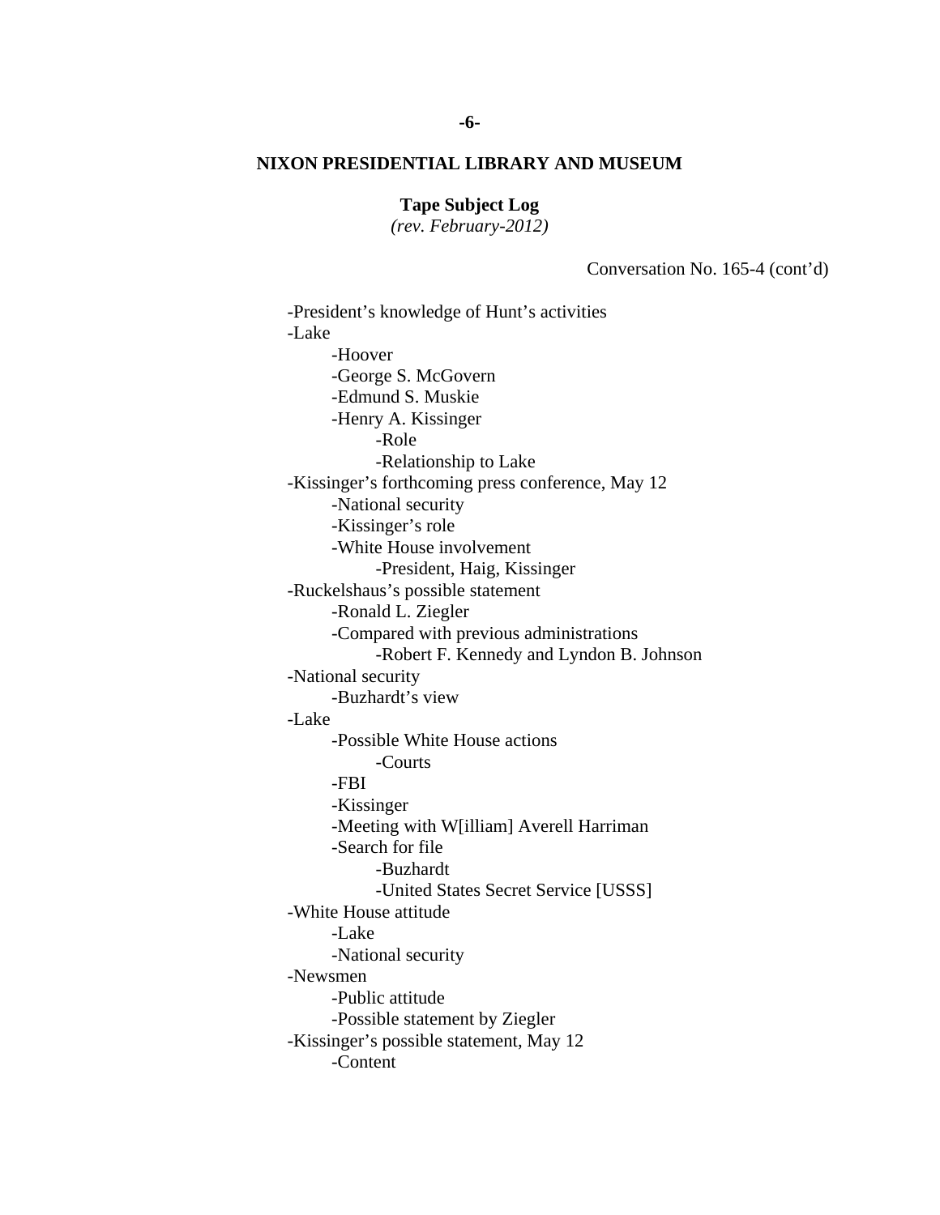**NIXON PRESIDENTIAL LIBRARY AND MUSEUM**

**Tape Subject Log**
*(rev. February-2012)*

Conversation No. 165-4 (cont'd)

- -President's knowledge of Hunt's activities
- -Lake
  - -Hoover
  - -George S. McGovern
  - -Edmund S. Muskie
  - -Henry A. Kissinger
    - -Role
    - -Relationship to Lake
- -Kissinger's forthcoming press conference, May 12
  - -National security
  - -Kissinger's role
  - -White House involvement
    - -President, Haig, Kissinger
- -Ruckelshaus's possible statement
  - -Ronald L. Ziegler
  - -Compared with previous administrations
    - -Robert F. Kennedy and Lyndon B. Johnson
- -National security
  - -Buzhardt's view
- -Lake
  - -Possible White House actions
    - -Courts
  - -FBI
  - -Kissinger
  - -Meeting with W[illiam] Averell Harriman
  - -Search for file
    - -Buzhardt
    - -United States Secret Service [USSS]
- -White House attitude
  - -Lake
  - -National security
- -Newsmen
  - -Public attitude
  - -Possible statement by Ziegler
- -Kissinger's possible statement, May 12
  - -Content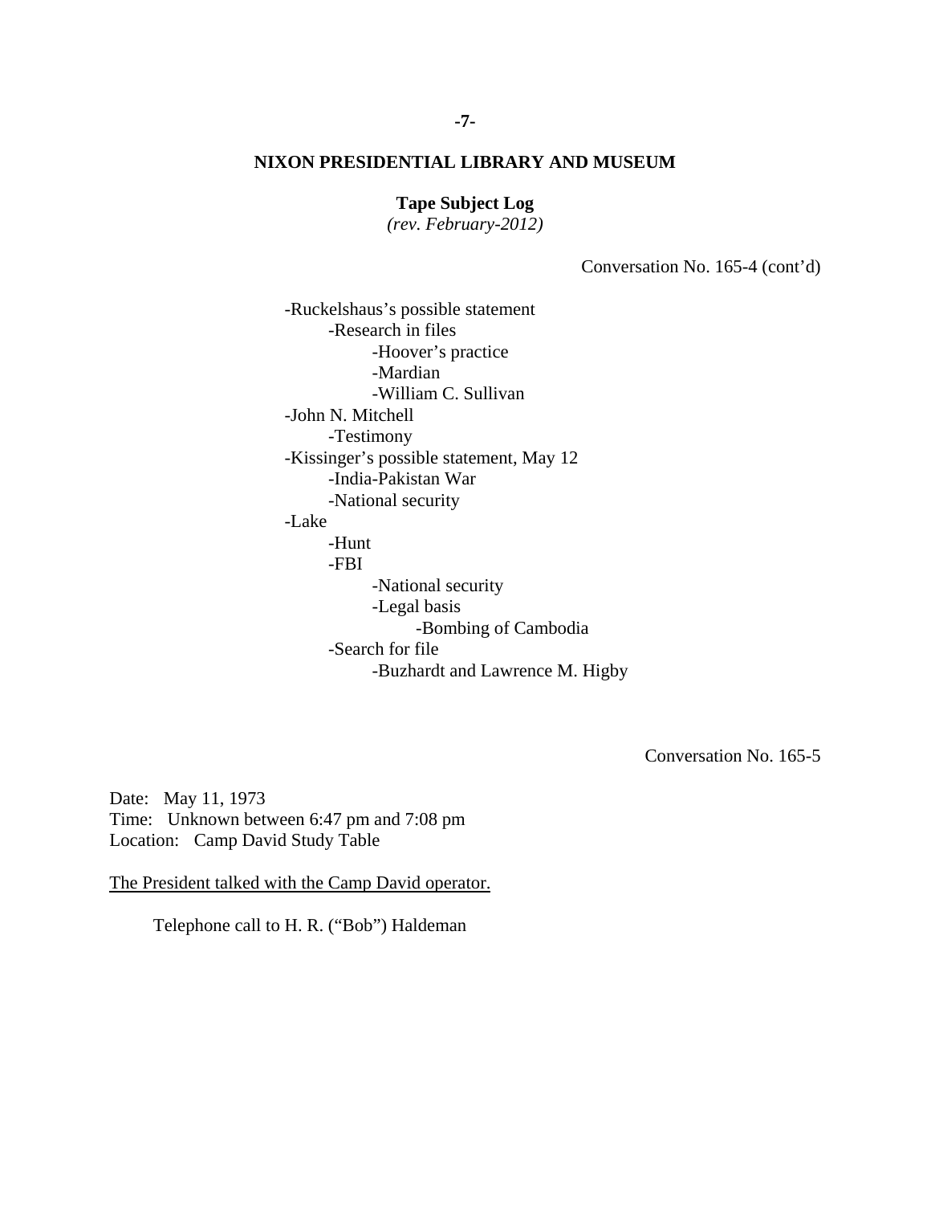**NIXON PRESIDENTIAL LIBRARY AND MUSEUM**

**Tape Subject Log**
*(rev. February-2012)*

Conversation No. 165-4 (cont'd)

- -Ruckelshaus's possible statement
  - -Research in files
    - -Hoover's practice
    - -Mardian
    - -William C. Sullivan
- -John N. Mitchell
  - -Testimony
- -Kissinger's possible statement, May 12
  - -India-Pakistan War
  - -National security
- -Lake
  - -Hunt
  - -FBI
    - -National security
    - -Legal basis
      - -Bombing of Cambodia
  - -Search for file
    - -Buzhardt and Lawrence M. Higby

Conversation No. 165-5

Date: May 11, 1973
Time: Unknown between 6:47 pm and 7:08 pm
Location: Camp David Study Table

The President talked with the Camp David operator.

Telephone call to H. R. ("Bob") Haldeman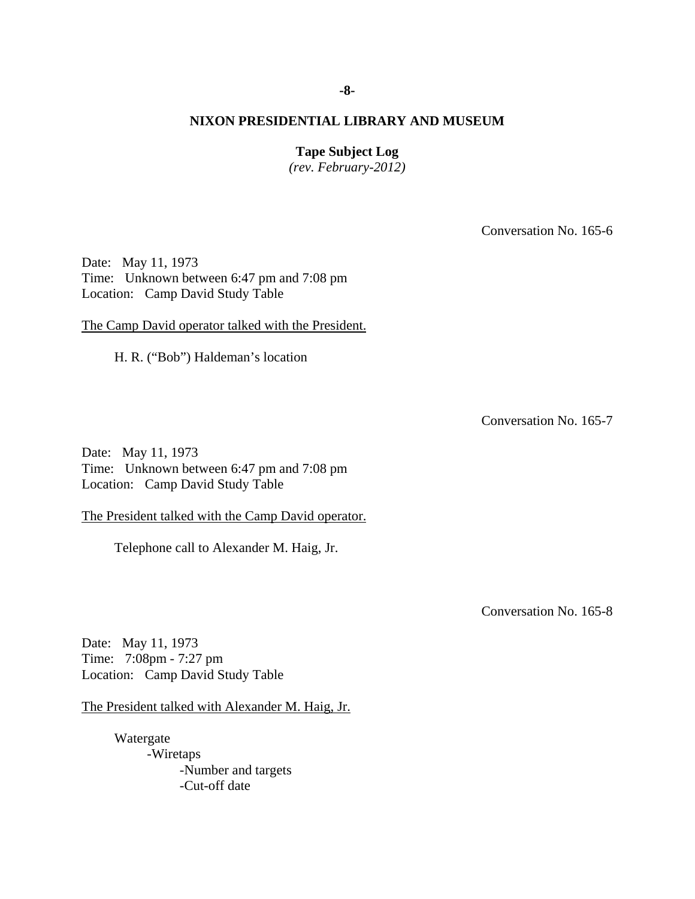## NIXON PRESIDENTIAL LIBRARY AND MUSEUM

**Tape Subject Log**
*(rev. February-2012)*

Conversation No. 165-6

Date: May 11, 1973
Time: Unknown between 6:47 pm and 7:08 pm
Location: Camp David Study Table

<u>The Camp David operator talked with the President.</u>

H. R. ("Bob") Haldeman's location

Conversation No. 165-7

Date: May 11, 1973
Time: Unknown between 6:47 pm and 7:08 pm
Location: Camp David Study Table

<u>The President talked with the Camp David operator.</u>

Telephone call to Alexander M. Haig, Jr.

Conversation No. 165-8

Date: May 11, 1973
Time: 7:08pm - 7:27 pm
Location: Camp David Study Table

<u>The President talked with Alexander M. Haig, Jr.</u>

Watergate
- Wiretaps
  - Number and targets
  - Cut-off date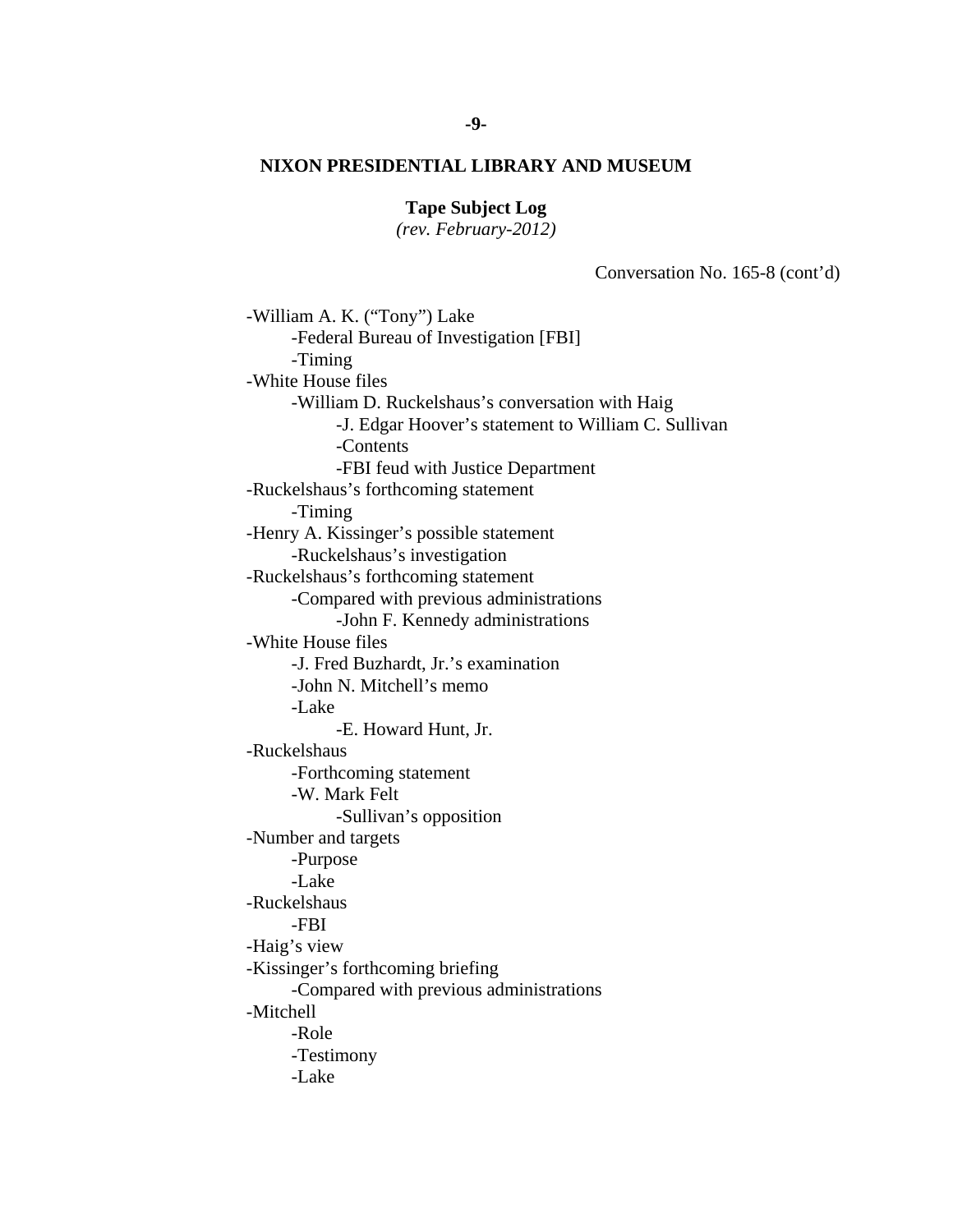**NIXON PRESIDENTIAL LIBRARY AND MUSEUM**

**Tape Subject Log**
*(rev. February-2012)*

Conversation No. 165-8 (cont'd)

- -William A. K. ("Tony") Lake
    - -Federal Bureau of Investigation [FBI]
    - -Timing
- -White House files
    - -William D. Ruckelshaus's conversation with Haig
        - -J. Edgar Hoover's statement to William C. Sullivan
        - -Contents
        - -FBI feud with Justice Department
- -Ruckelshaus's forthcoming statement
    - -Timing
- -Henry A. Kissinger's possible statement
    - -Ruckelshaus's investigation
- -Ruckelshaus's forthcoming statement
    - -Compared with previous administrations
        - -John F. Kennedy administrations
- -White House files
    - -J. Fred Buzhardt, Jr.'s examination
    - -John N. Mitchell's memo
    - -Lake
        - -E. Howard Hunt, Jr.
- -Ruckelshaus
    - -Forthcoming statement
    - -W. Mark Felt
        - -Sullivan's opposition
- -Number and targets
    - -Purpose
    - -Lake
- -Ruckelshaus
    - -FBI
- -Haig's view
- -Kissinger's forthcoming briefing
    - -Compared with previous administrations
- -Mitchell
    - -Role
    - -Testimony
    - -Lake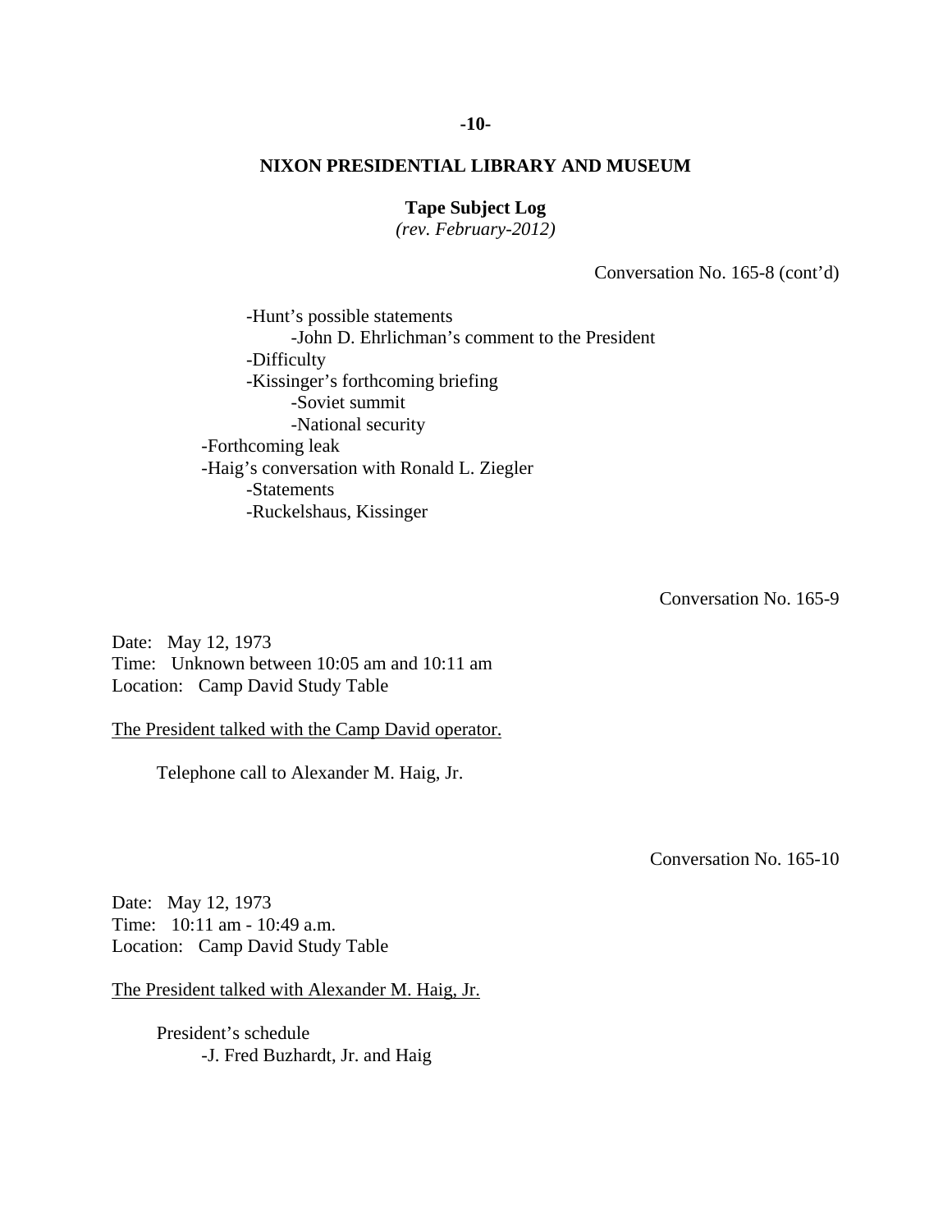Conversation No. 165-8 (cont'd)

- Hunt's possible statements
    - John D. Ehrlichman's comment to the President
- Difficulty
- Kissinger's forthcoming briefing
    - Soviet summit
    - National security

- Forthcoming leak
- Haig's conversation with Ronald L. Ziegler
    - Statements
    - Ruckelshaus, Kissinger

Conversation No. 165-9

Date: May 12, 1973
Time: Unknown between 10:05 am and 10:11 am
Location: Camp David Study Table

The President talked with the Camp David operator.

Telephone call to Alexander M. Haig, Jr.

Conversation No. 165-10

Date: May 12, 1973
Time: 10:11 am - 10:49 a.m.
Location: Camp David Study Table

The President talked with Alexander M. Haig, Jr.

President's schedule
- J. Fred Buzhardt, Jr. and Haig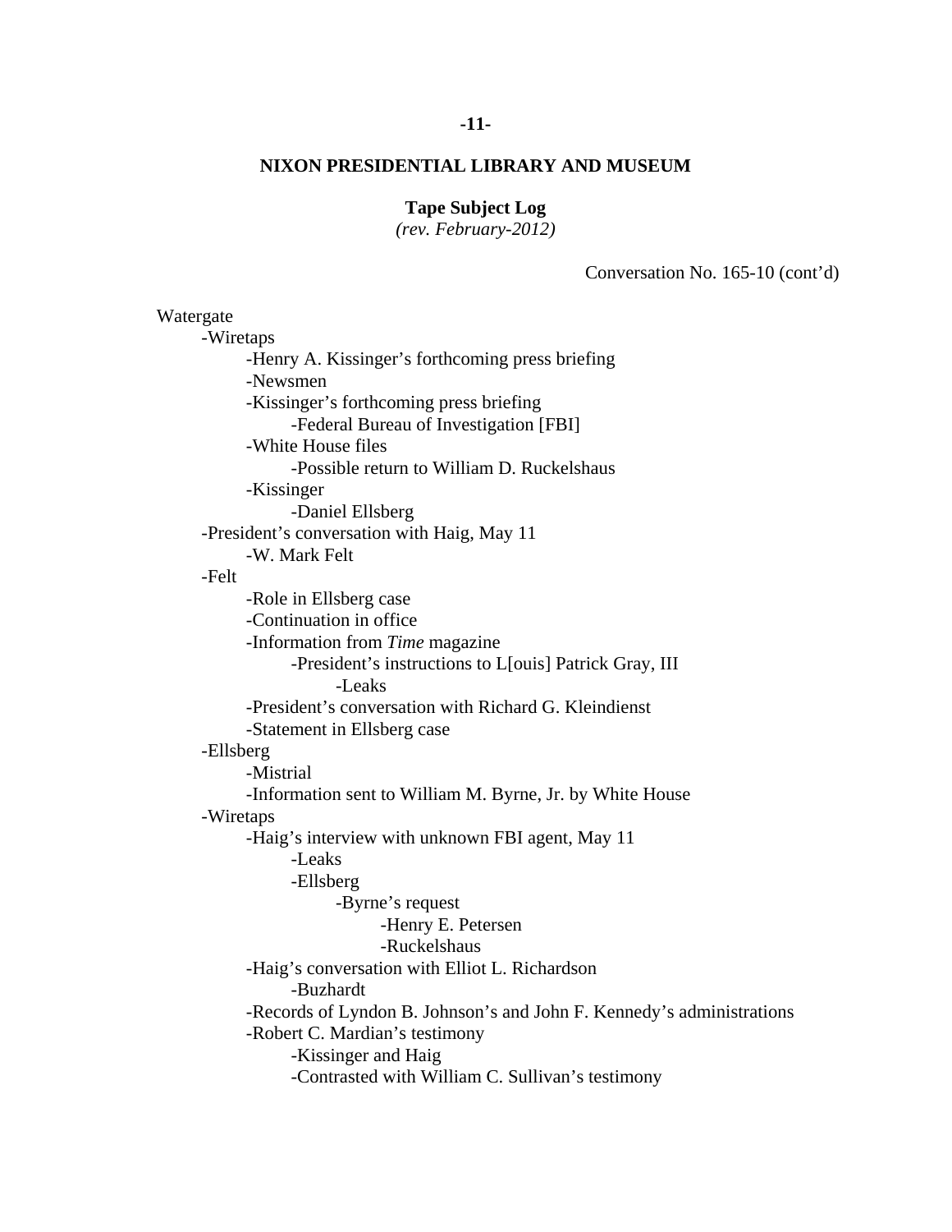**NIXON PRESIDENTIAL LIBRARY AND MUSEUM**

**Tape Subject Log**
*(rev. February-2012)*

Conversation No. 165-10 (cont'd)

Watergate
- -Wiretaps
  - -Henry A. Kissinger's forthcoming press briefing
  - -Newsmen
  - -Kissinger's forthcoming press briefing
    - -Federal Bureau of Investigation [FBI]
  - -White House files
    - -Possible return to William D. Ruckelshaus
  - -Kissinger
    - -Daniel Ellsberg
- -President's conversation with Haig, May 11
  - -W. Mark Felt
- -Felt
  - -Role in Ellsberg case
  - -Continuation in office
  - -Information from *Time* magazine
    - -President's instructions to L[ouis] Patrick Gray, III
      - -Leaks
  - -President's conversation with Richard G. Kleindienst
  - -Statement in Ellsberg case
- -Ellsberg
  - -Mistrial
  - -Information sent to William M. Byrne, Jr. by White House
- -Wiretaps
  - -Haig's interview with unknown FBI agent, May 11
    - -Leaks
    - -Ellsberg
      - -Byrne's request
        - -Henry E. Petersen
        - -Ruckelshaus
  - -Haig's conversation with Elliot L. Richardson
    - -Buzhardt
  - -Records of Lyndon B. Johnson's and John F. Kennedy's administrations
  - -Robert C. Mardian's testimony
    - -Kissinger and Haig
    - -Contrasted with William C. Sullivan's testimony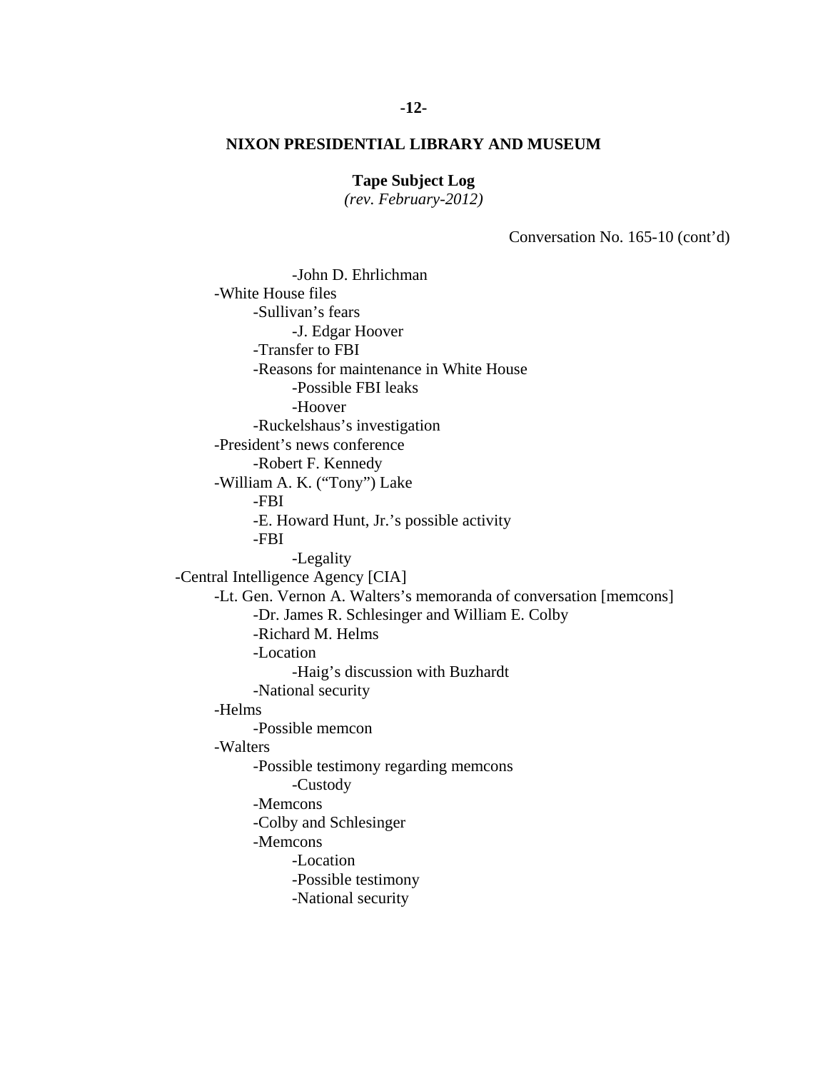**NIXON PRESIDENTIAL LIBRARY AND MUSEUM**

**Tape Subject Log**
*(rev. February-2012)*

Conversation No. 165-10 (cont'd)

            -John D. Ehrlichman
        -White House files
            -Sullivan's fears
                -J. Edgar Hoover
            -Transfer to FBI
            -Reasons for maintenance in White House
                -Possible FBI leaks
                -Hoover
            -Ruckelshaus's investigation
        -President's news conference
            -Robert F. Kennedy
        -William A. K. ("Tony") Lake
            -FBI
            -E. Howard Hunt, Jr.'s possible activity
            -FBI
                -Legality
    -Central Intelligence Agency [CIA]
        -Lt. Gen. Vernon A. Walters's memoranda of conversation [memcons]
            -Dr. James R. Schlesinger and William E. Colby
            -Richard M. Helms
            -Location
                -Haig's discussion with Buzhardt
            -National security
        -Helms
            -Possible memcon
        -Walters
            -Possible testimony regarding memcons
                -Custody
            -Memcons
            -Colby and Schlesinger
            -Memcons
                -Location
                -Possible testimony
                -National security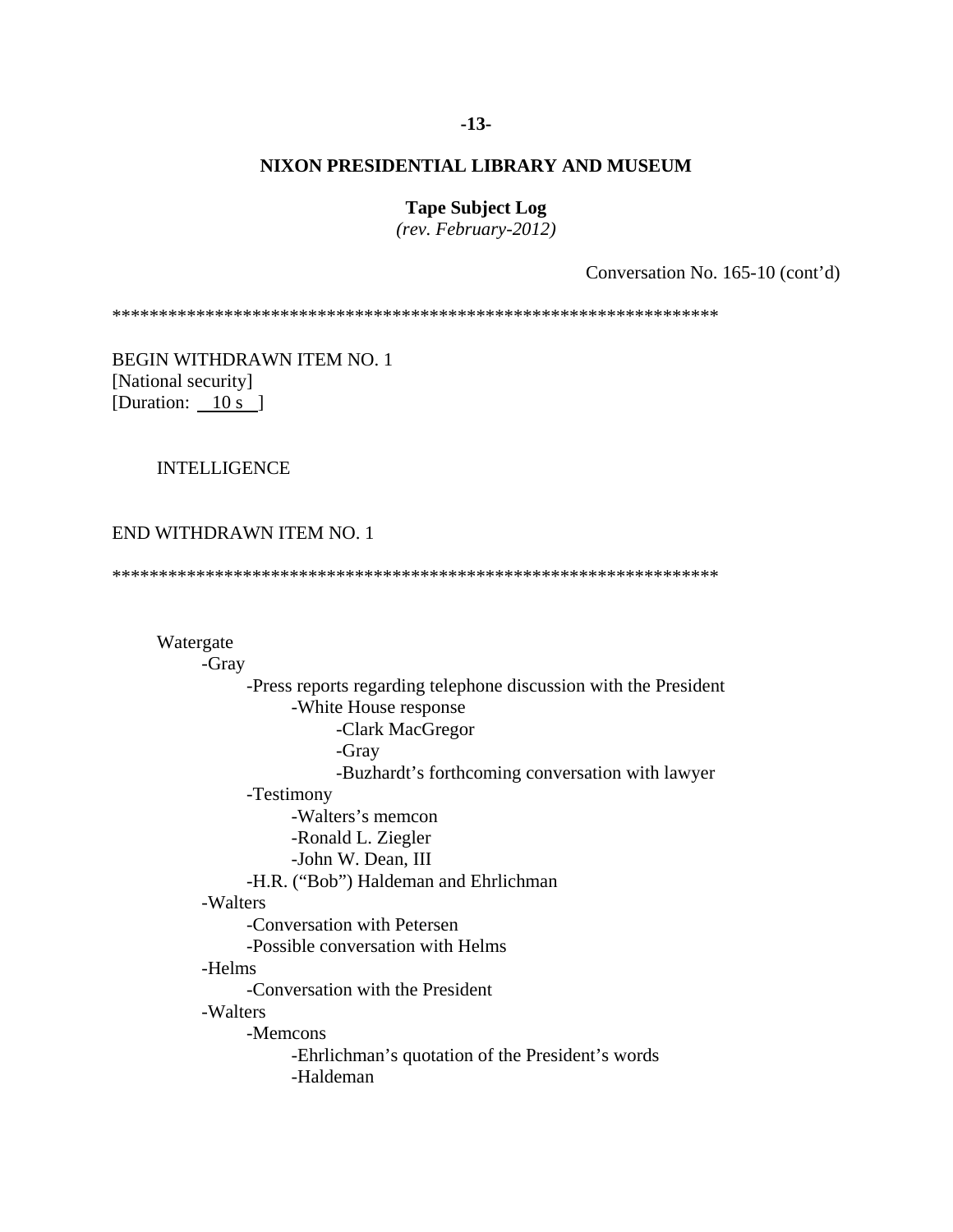**NIXON PRESIDENTIAL LIBRARY AND MUSEUM**

**Tape Subject Log**
*(rev. February-2012)*

Conversation No. 165-10 (cont'd)

*****************************************************************

BEGIN WITHDRAWN ITEM NO. 1
[National security]
[Duration: 10 s ]

INTELLIGENCE

END WITHDRAWN ITEM NO. 1

*****************************************************************

Watergate
- -Gray
  - -Press reports regarding telephone discussion with the President
    - -White House response
      - -Clark MacGregor
      - -Gray
      - -Buzhardt's forthcoming conversation with lawyer
  - -Testimony
    - -Walters's memcon
    - -Ronald L. Ziegler
    - -John W. Dean, III
  - -H.R. ("Bob") Haldeman and Ehrlichman
- -Walters
  - -Conversation with Petersen
  - -Possible conversation with Helms
- -Helms
  - -Conversation with the President
- -Walters
  - -Memcons
    - -Ehrlichman's quotation of the President's words
    - -Haldeman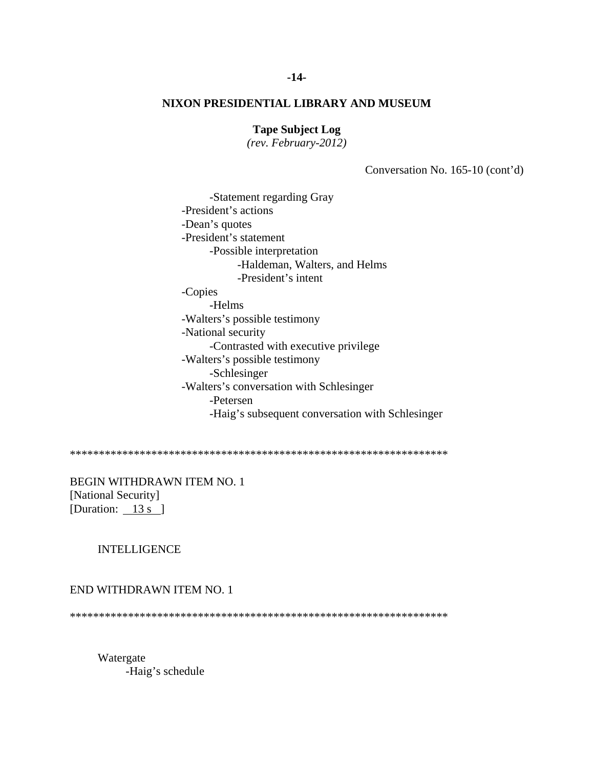**NIXON PRESIDENTIAL LIBRARY AND MUSEUM**

**Tape Subject Log**
*(rev. February-2012)*

Conversation No. 165-10 (cont'd)

- -Statement regarding Gray
- -President's actions
- -Dean's quotes
- -President's statement
    - -Possible interpretation
        - -Haldeman, Walters, and Helms
        - -President's intent
- -Copies
    - -Helms
- -Walters's possible testimony
- -National security
    - -Contrasted with executive privilege
- -Walters's possible testimony
    - -Schlesinger
- -Walters's conversation with Schlesinger
    - -Petersen
    - -Haig's subsequent conversation with Schlesinger

*****************************************************************

BEGIN WITHDRAWN ITEM NO. 1
[National Security]
[Duration: 13 s ]

INTELLIGENCE

END WITHDRAWN ITEM NO. 1

*****************************************************************

Watergate
- -Haig's schedule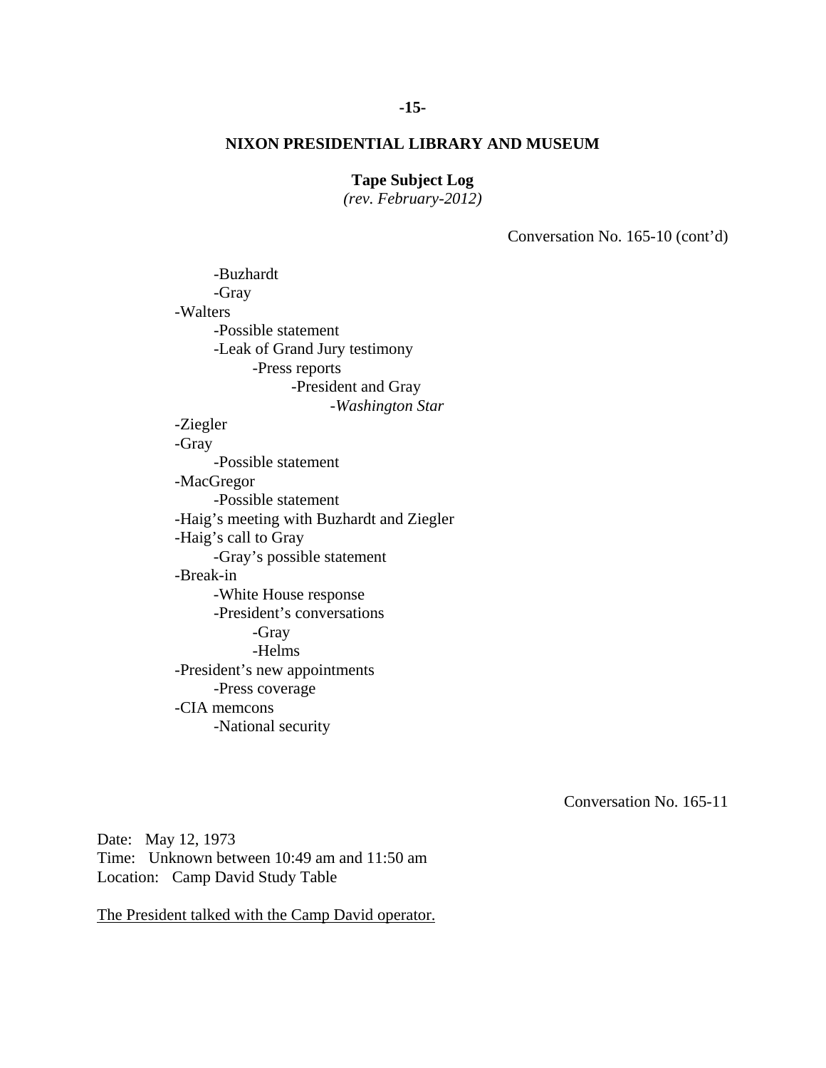**NIXON PRESIDENTIAL LIBRARY AND MUSEUM**

**Tape Subject Log**
*(rev. February-2012)*

Conversation No. 165-10 (cont'd)

- -Buzhardt
- -Gray
- -Walters
  - -Possible statement
  - -Leak of Grand Jury testimony
    - -Press reports
      - -President and Gray
        - -*Washington Star*
- -Ziegler
- -Gray
  - -Possible statement
- -MacGregor
  - -Possible statement
- -Haig's meeting with Buzhardt and Ziegler
- -Haig's call to Gray
  - -Gray's possible statement
- -Break-in
  - -White House response
  - -President's conversations
    - -Gray
    - -Helms
- -President's new appointments
  - -Press coverage
- -CIA memcons
  - -National security

Conversation No. 165-11

Date: May 12, 1973
Time: Unknown between 10:49 am and 11:50 am
Location: Camp David Study Table

The President talked with the Camp David operator.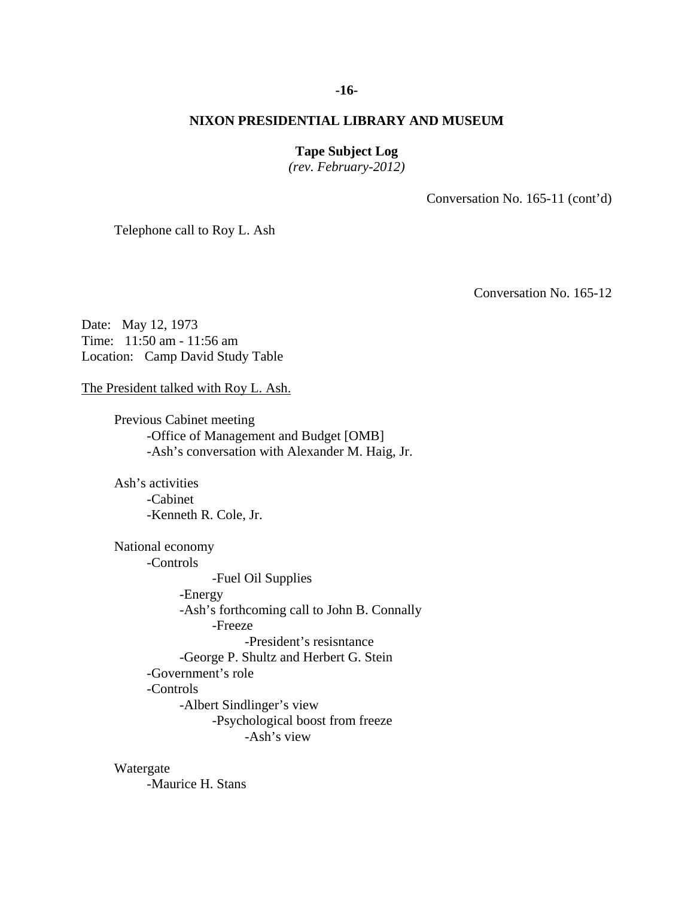**NIXON PRESIDENTIAL LIBRARY AND MUSEUM**

**Tape Subject Log**
*(rev. February-2012)*

Conversation No. 165-11 (cont'd)

Telephone call to Roy L. Ash

Conversation No. 165-12

Date: May 12, 1973
Time: 11:50 am - 11:56 am
Location: Camp David Study Table

The President talked with Roy L. Ash.

- Previous Cabinet meeting
  - -Office of Management and Budget [OMB]
  - -Ash's conversation with Alexander M. Haig, Jr.

- Ash's activities
  - -Cabinet
  - -Kenneth R. Cole, Jr.

- National economy
  - -Controls
      - -Fuel Oil Supplies
    - -Energy
    - -Ash's forthcoming call to John B. Connally
      - -Freeze
        - -President's resisntance
    - -George P. Shultz and Herbert G. Stein
  - -Government's role
  - -Controls
    - -Albert Sindlinger's view
      - -Psychological boost from freeze
        - -Ash's view

- Watergate
  - -Maurice H. Stans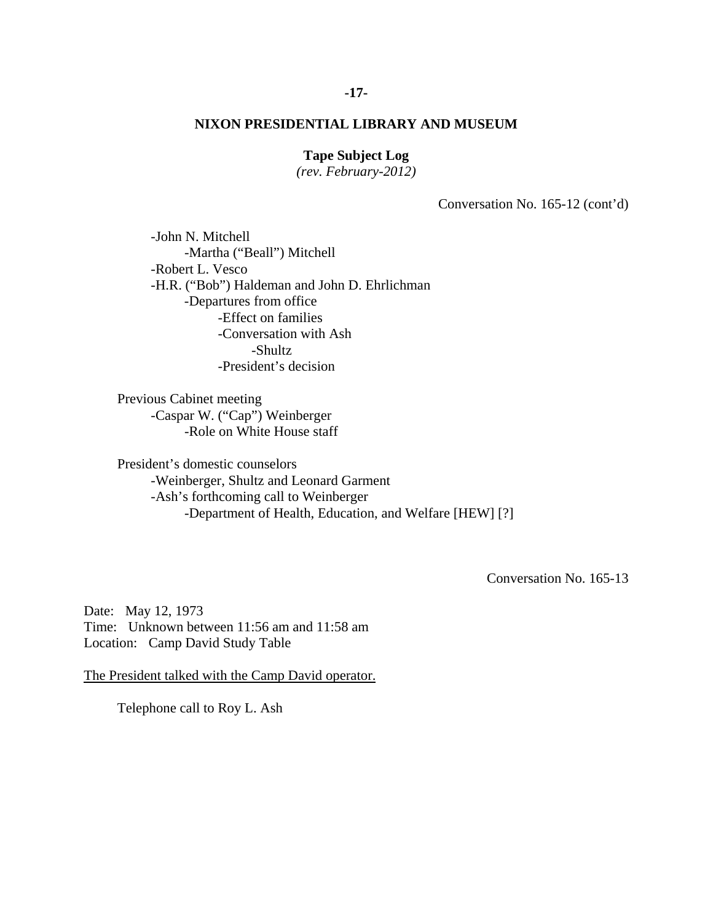Conversation No. 165-12 (cont'd)

- -John N. Mitchell
  - -Martha ("Beall") Mitchell
- -Robert L. Vesco
- -H.R. ("Bob") Haldeman and John D. Ehrlichman
  - -Departures from office
    - -Effect on families
    - -Conversation with Ash
      - -Shultz
    - -President's decision

Previous Cabinet meeting
- -Caspar W. ("Cap") Weinberger
  - -Role on White House staff

President's domestic counselors
- -Weinberger, Shultz and Leonard Garment
- -Ash's forthcoming call to Weinberger
  - -Department of Health, Education, and Welfare [HEW] [?]

Conversation No. 165-13

Date: May 12, 1973
Time: Unknown between 11:56 am and 11:58 am
Location: Camp David Study Table

The President talked with the Camp David operator.

Telephone call to Roy L. Ash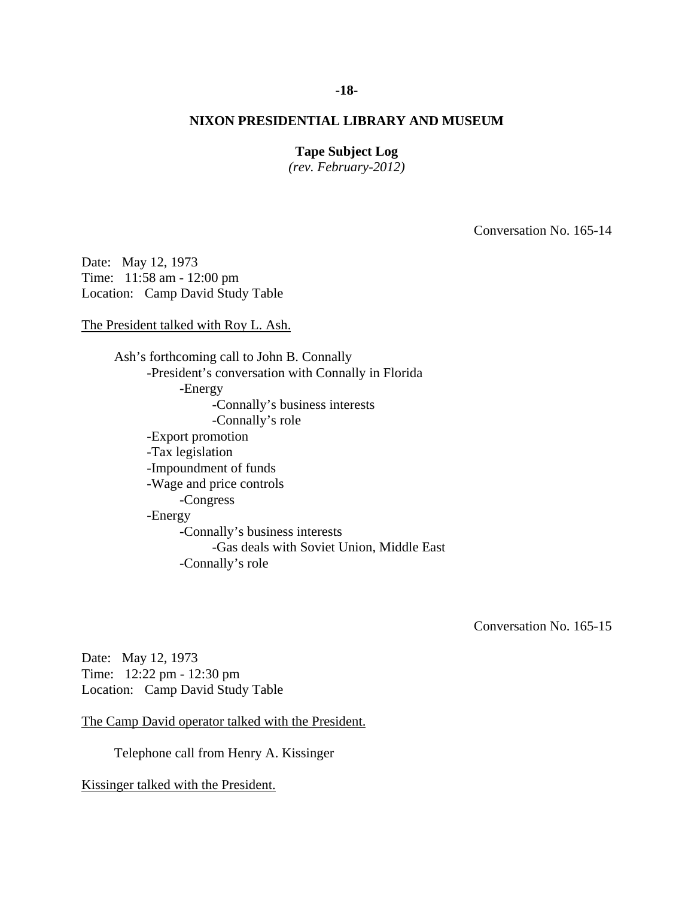Conversation No. 165-14

Date: May 12, 1973
Time: 11:58 am - 12:00 pm
Location: Camp David Study Table

<u>The President talked with Roy L. Ash.</u>

Ash's forthcoming call to John B. Connally
- President's conversation with Connally in Florida
  - Energy
    - Connally's business interests
    - Connally's role
- Export promotion
- Tax legislation
- Impoundment of funds
- Wage and price controls
  - Congress
- Energy
  - Connally's business interests
    - Gas deals with Soviet Union, Middle East
  - Connally's role

Conversation No. 165-15

Date: May 12, 1973
Time: 12:22 pm - 12:30 pm
Location: Camp David Study Table

<u>The Camp David operator talked with the President.</u>

Telephone call from Henry A. Kissinger

<u>Kissinger talked with the President.</u>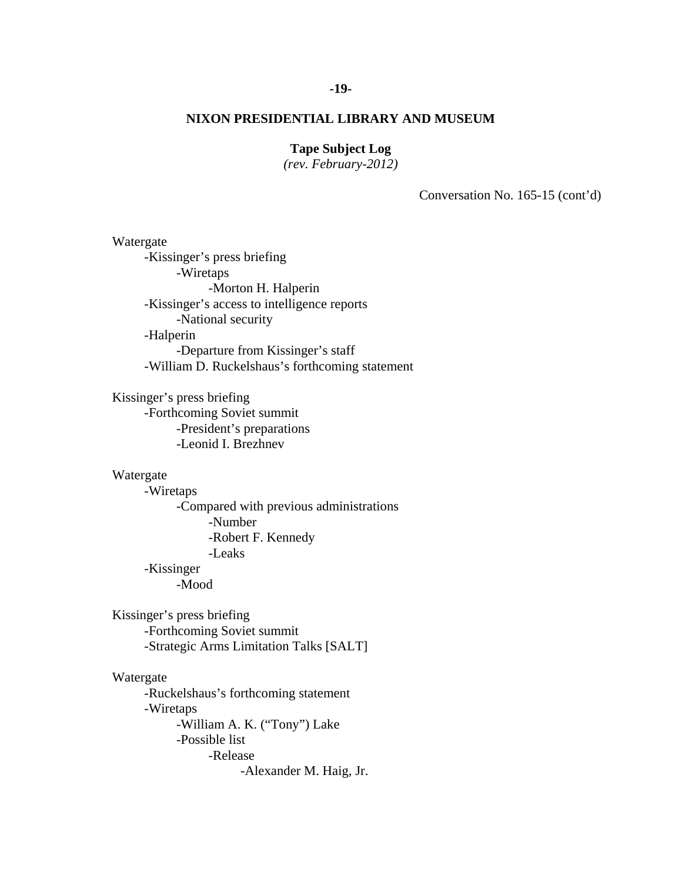**NIXON PRESIDENTIAL LIBRARY AND MUSEUM**

**Tape Subject Log**
*(rev. February-2012)*

Conversation No. 165-15 (cont'd)

Watergate
- -Kissinger's press briefing
    - -Wiretaps
        - -Morton H. Halperin
- -Kissinger's access to intelligence reports
    - -National security
- -Halperin
    - -Departure from Kissinger's staff
- -William D. Ruckelshaus's forthcoming statement

Kissinger's press briefing
- -Forthcoming Soviet summit
    - -President's preparations
    - -Leonid I. Brezhnev

Watergate
- -Wiretaps
    - -Compared with previous administrations
        - -Number
        - -Robert F. Kennedy
        - -Leaks
- -Kissinger
    - -Mood

Kissinger's press briefing
- -Forthcoming Soviet summit
- -Strategic Arms Limitation Talks [SALT]

Watergate
- -Ruckelshaus's forthcoming statement
- -Wiretaps
    - -William A. K. ("Tony") Lake
    - -Possible list
        - -Release
            - -Alexander M. Haig, Jr.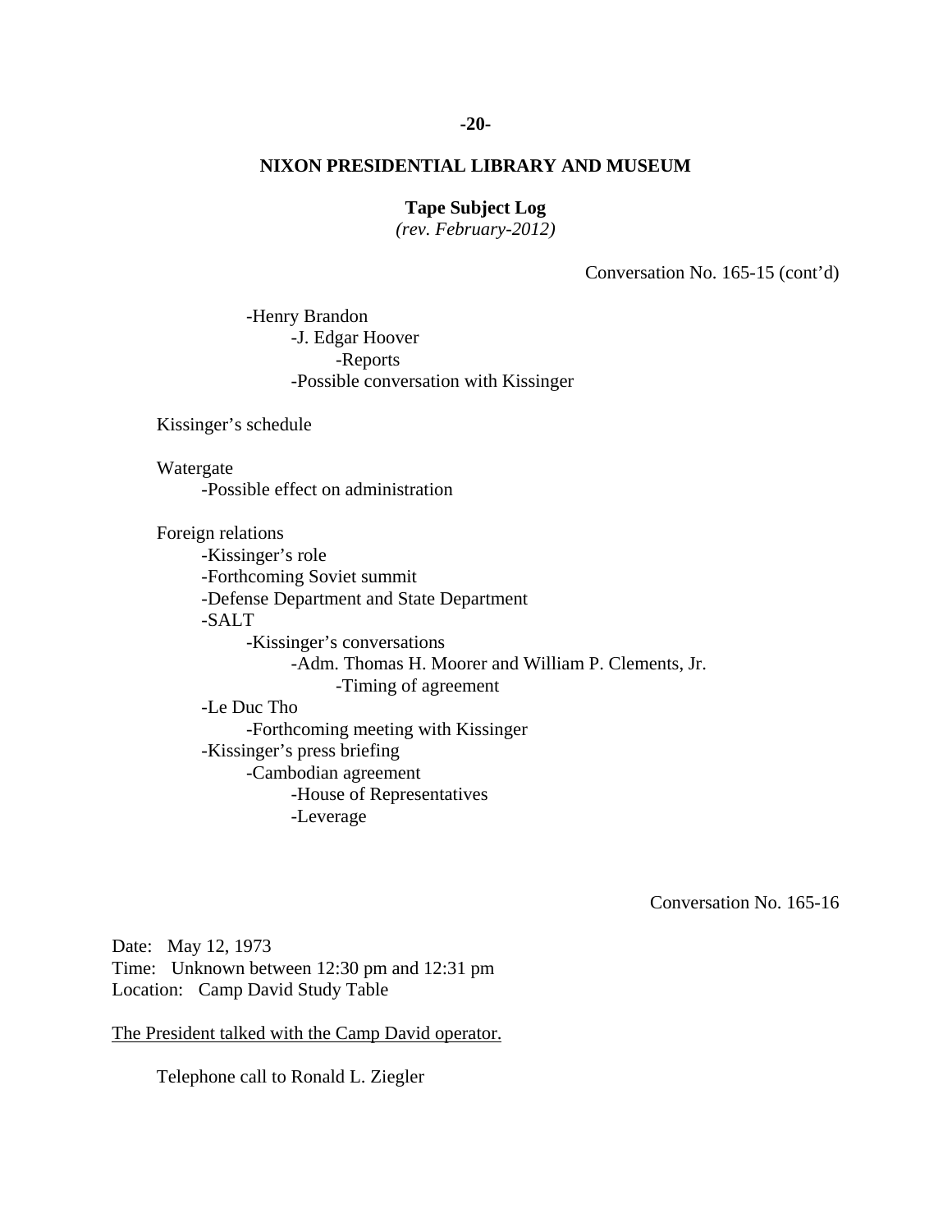Conversation No. 165-15 (cont'd)

- Henry Brandon
  - J. Edgar Hoover
    - Reports
  - Possible conversation with Kissinger

Kissinger's schedule

Watergate
- Possible effect on administration

Foreign relations
- Kissinger's role
- Forthcoming Soviet summit
- Defense Department and State Department
- SALT
  - Kissinger's conversations
    - Adm. Thomas H. Moorer and William P. Clements, Jr.
      - Timing of agreement
- Le Duc Tho
  - Forthcoming meeting with Kissinger
- Kissinger's press briefing
  - Cambodian agreement
    - House of Representatives
    - Leverage

Conversation No. 165-16

Date: May 12, 1973
Time: Unknown between 12:30 pm and 12:31 pm
Location: Camp David Study Table

<u>The President talked with the Camp David operator.</u>

Telephone call to Ronald L. Ziegler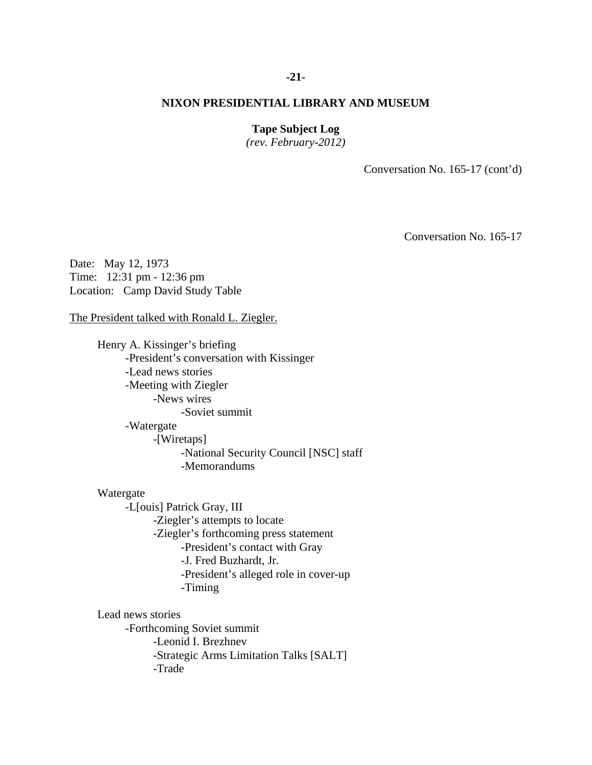Conversation No. 165-17 (cont'd)

Conversation No. 165-17

Date: May 12, 1973
Time: 12:31 pm - 12:36 pm
Location: Camp David Study Table

The President talked with Ronald L. Ziegler.

- Henry A. Kissinger's briefing
  - -President's conversation with Kissinger
  - -Lead news stories
  - -Meeting with Ziegler
    - -News wires
      - -Soviet summit
  - -Watergate
    - -[Wiretaps]
      - -National Security Council [NSC] staff
      - -Memorandums

- Watergate
  - -L[ouis] Patrick Gray, III
    - -Ziegler's attempts to locate
    - -Ziegler's forthcoming press statement
      - -President's contact with Gray
      - -J. Fred Buzhardt, Jr.
      - -President's alleged role in cover-up
      - -Timing

- Lead news stories
  - -Forthcoming Soviet summit
    - -Leonid I. Brezhnev
    - -Strategic Arms Limitation Talks [SALT]
    - -Trade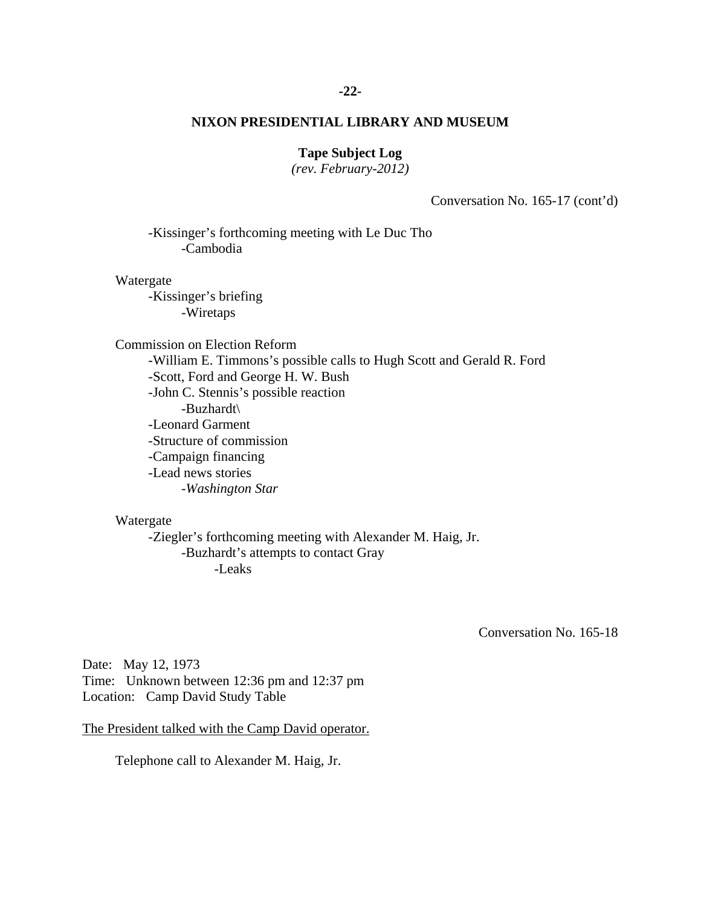**NIXON PRESIDENTIAL LIBRARY AND MUSEUM**

**Tape Subject Log**
*(rev. February-2012)*

Conversation No. 165-17 (cont'd)

- -Kissinger's forthcoming meeting with Le Duc Tho
    - -Cambodia

Watergate

- -Kissinger's briefing
    - -Wiretaps

Commission on Election Reform

- -William E. Timmons's possible calls to Hugh Scott and Gerald R. Ford
- -Scott, Ford and George H. W. Bush
- -John C. Stennis's possible reaction
    - -Buzhardt\
- -Leonard Garment
- -Structure of commission
- -Campaign financing
- -Lead news stories
    - -*Washington Star*

Watergate

- -Ziegler's forthcoming meeting with Alexander M. Haig, Jr.
    - -Buzhardt's attempts to contact Gray
        - -Leaks

Conversation No. 165-18

Date: May 12, 1973
Time: Unknown between 12:36 pm and 12:37 pm
Location: Camp David Study Table

The President talked with the Camp David operator.

Telephone call to Alexander M. Haig, Jr.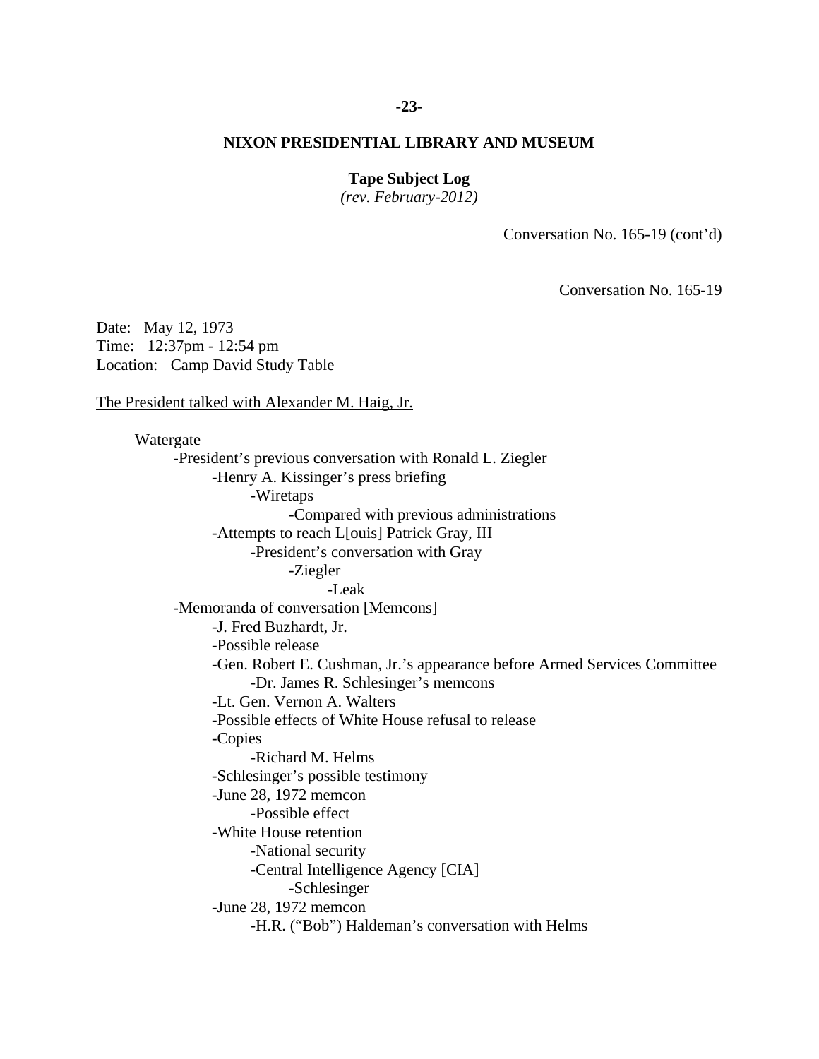**NIXON PRESIDENTIAL LIBRARY AND MUSEUM**

**Tape Subject Log**
*(rev. February-2012)*

Conversation No. 165-19 (cont'd)

Conversation No. 165-19

Date: May 12, 1973
Time: 12:37pm - 12:54 pm
Location: Camp David Study Table

The President talked with Alexander M. Haig, Jr.

Watergate
- -President's previous conversation with Ronald L. Ziegler
    - -Henry A. Kissinger's press briefing
        - -Wiretaps
            - -Compared with previous administrations
    - -Attempts to reach L[ouis] Patrick Gray, III
        - -President's conversation with Gray
            - -Ziegler
                - -Leak
- -Memoranda of conversation [Memcons]
    - -J. Fred Buzhardt, Jr.
    - -Possible release
    - -Gen. Robert E. Cushman, Jr.'s appearance before Armed Services Committee
        - -Dr. James R. Schlesinger's memcons
    - -Lt. Gen. Vernon A. Walters
    - -Possible effects of White House refusal to release
    - -Copies
        - -Richard M. Helms
    - -Schlesinger's possible testimony
    - -June 28, 1972 memcon
        - -Possible effect
    - -White House retention
        - -National security
        - -Central Intelligence Agency [CIA]
            - -Schlesinger
    - -June 28, 1972 memcon
        - -H.R. ("Bob") Haldeman's conversation with Helms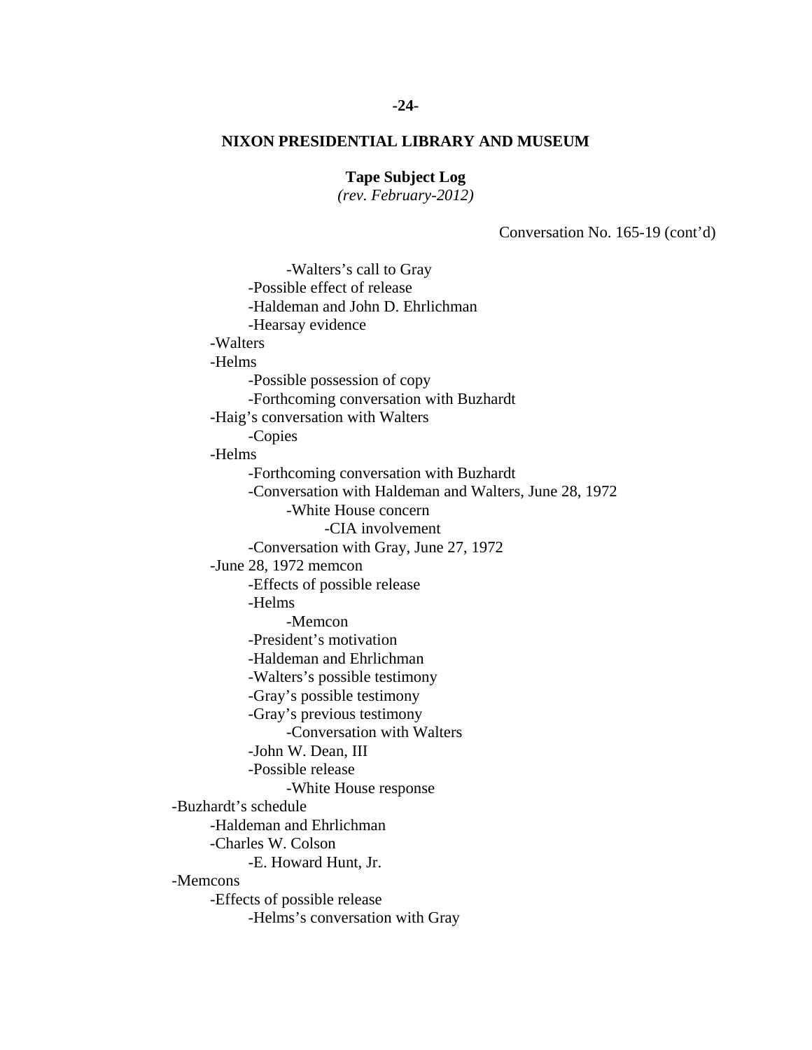**NIXON PRESIDENTIAL LIBRARY AND MUSEUM**

**Tape Subject Log**
*(rev. February-2012)*

Conversation No. 165-19 (cont'd)

                -Walters's call to Gray
            -Possible effect of release
            -Haldeman and John D. Ehrlichman
            -Hearsay evidence
        -Walters
        -Helms
            -Possible possession of copy
            -Forthcoming conversation with Buzhardt
        -Haig's conversation with Walters
            -Copies
        -Helms
            -Forthcoming conversation with Buzhardt
            -Conversation with Haldeman and Walters, June 28, 1972
                -White House concern
                    -CIA involvement
            -Conversation with Gray, June 27, 1972
        -June 28, 1972 memcon
            -Effects of possible release
            -Helms
                -Memcon
            -President's motivation
            -Haldeman and Ehrlichman
            -Walters's possible testimony
            -Gray's possible testimony
            -Gray's previous testimony
                -Conversation with Walters
            -John W. Dean, III
            -Possible release
                -White House response
    -Buzhardt's schedule
        -Haldeman and Ehrlichman
        -Charles W. Colson
            -E. Howard Hunt, Jr.
    -Memcons
        -Effects of possible release
            -Helms's conversation with Gray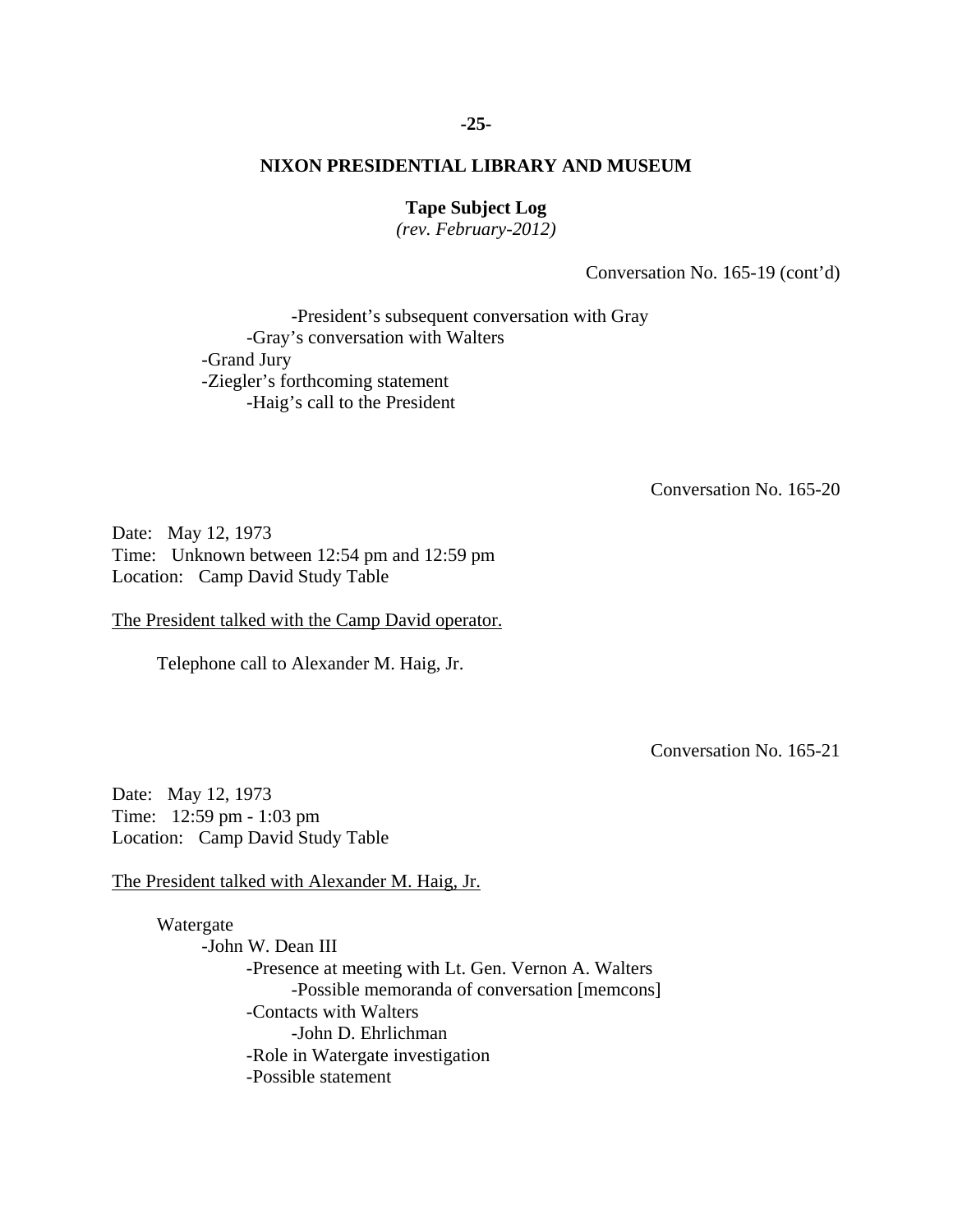**NIXON PRESIDENTIAL LIBRARY AND MUSEUM**

**Tape Subject Log**
*(rev. February-2012)*

Conversation No. 165-19 (cont'd)

- -President's subsequent conversation with Gray
- -Gray's conversation with Walters
- -Grand Jury
- -Ziegler's forthcoming statement
- -Haig's call to the President

Conversation No. 165-20

Date: May 12, 1973
Time: Unknown between 12:54 pm and 12:59 pm
Location: Camp David Study Table

The President talked with the Camp David operator.

Telephone call to Alexander M. Haig, Jr.

Conversation No. 165-21

Date: May 12, 1973
Time: 12:59 pm - 1:03 pm
Location: Camp David Study Table

The President talked with Alexander M. Haig, Jr.

Watergate
- -John W. Dean III
  - -Presence at meeting with Lt. Gen. Vernon A. Walters
    - -Possible memoranda of conversation [memcons]
  - -Contacts with Walters
    - -John D. Ehrlichman
  - -Role in Watergate investigation
  - -Possible statement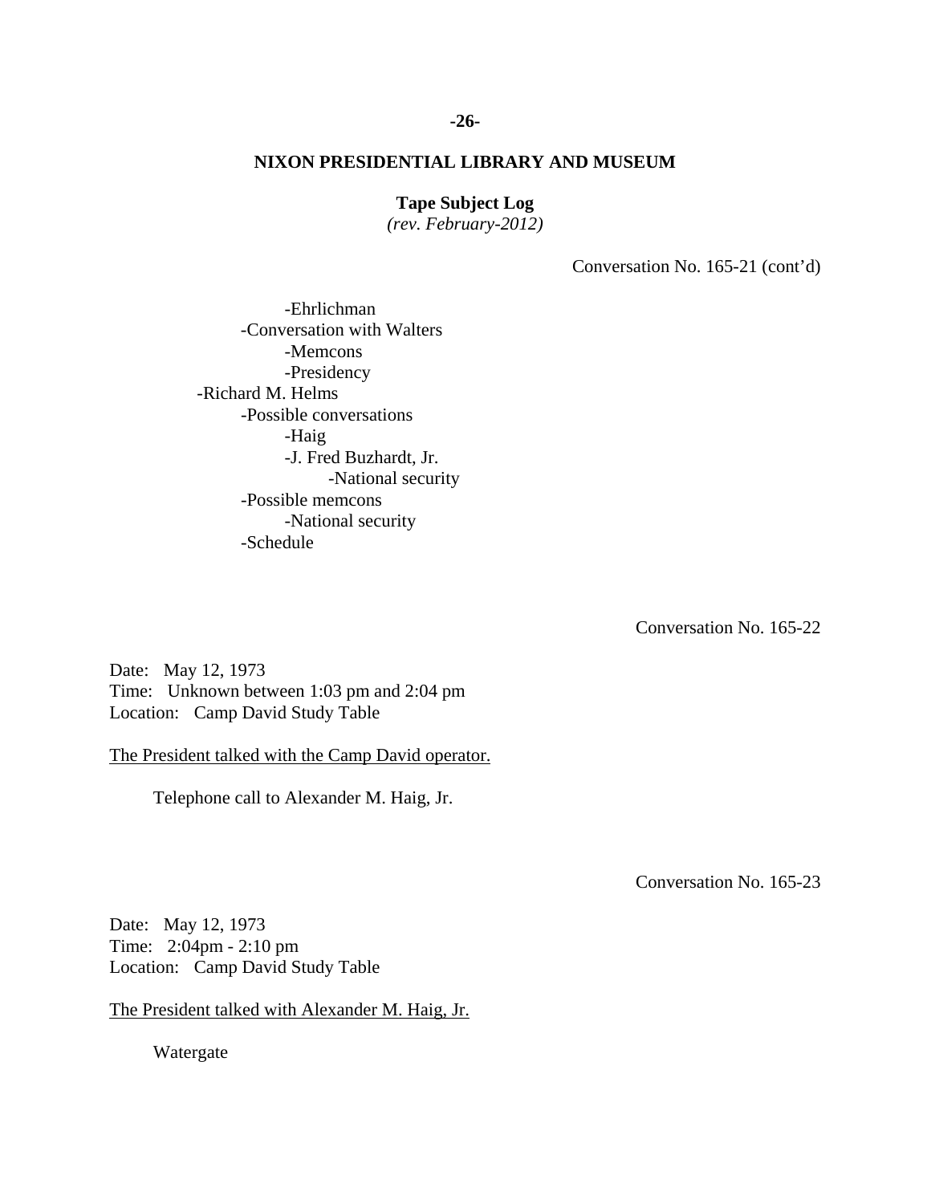Conversation No. 165-21 (cont'd)

        - Ehrlichman
    - Conversation with Walters
        - Memcons
        - Presidency
- Richard M. Helms
    - Possible conversations
        - Haig
        - J. Fred Buzhardt, Jr.
            - National security
    - Possible memcons
        - National security
    - Schedule

Conversation No. 165-22

Date: May 12, 1973
Time: Unknown between 1:03 pm and 2:04 pm
Location: Camp David Study Table

<u>The President talked with the Camp David operator.</u>

Telephone call to Alexander M. Haig, Jr.

Conversation No. 165-23

Date: May 12, 1973
Time: 2:04pm - 2:10 pm
Location: Camp David Study Table

<u>The President talked with Alexander M. Haig, Jr.</u>

Watergate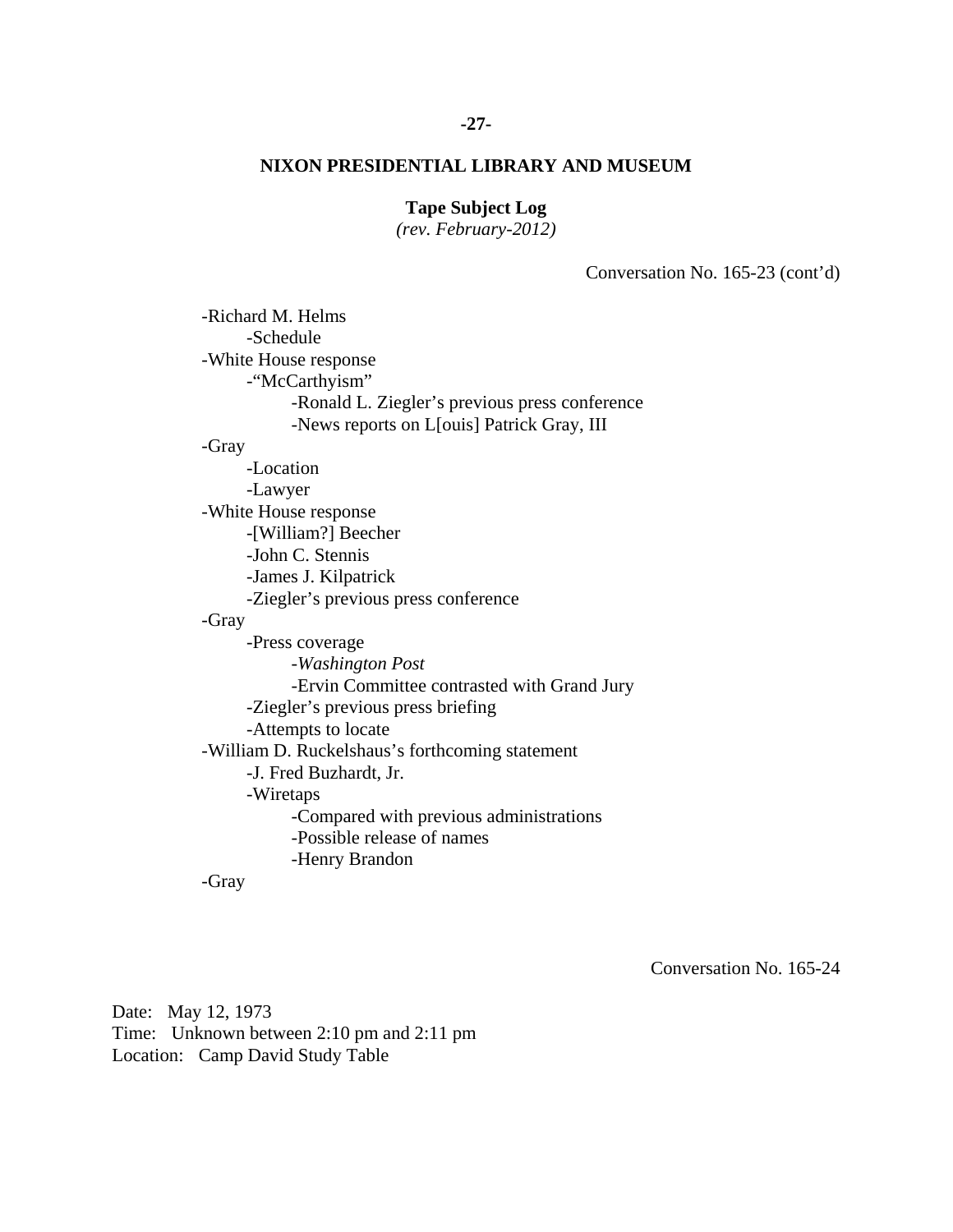Conversation No. 165-23 (cont'd)

- -Richard M. Helms
  - -Schedule
- -White House response
  - -"McCarthyism"
    - -Ronald L. Ziegler's previous press conference
    - -News reports on L[ouis] Patrick Gray, III
- -Gray
  - -Location
  - -Lawyer
- -White House response
  - -[William?] Beecher
  - -John C. Stennis
  - -James J. Kilpatrick
  - -Ziegler's previous press conference
- -Gray
  - -Press coverage
    - -*Washington Post*
    - -Ervin Committee contrasted with Grand Jury
  - -Ziegler's previous press briefing
  - -Attempts to locate
- -William D. Ruckelshaus's forthcoming statement
  - -J. Fred Buzhardt, Jr.
  - -Wiretaps
    - -Compared with previous administrations
    - -Possible release of names
    - -Henry Brandon
- -Gray

Conversation No. 165-24

Date: May 12, 1973
Time: Unknown between 2:10 pm and 2:11 pm
Location: Camp David Study Table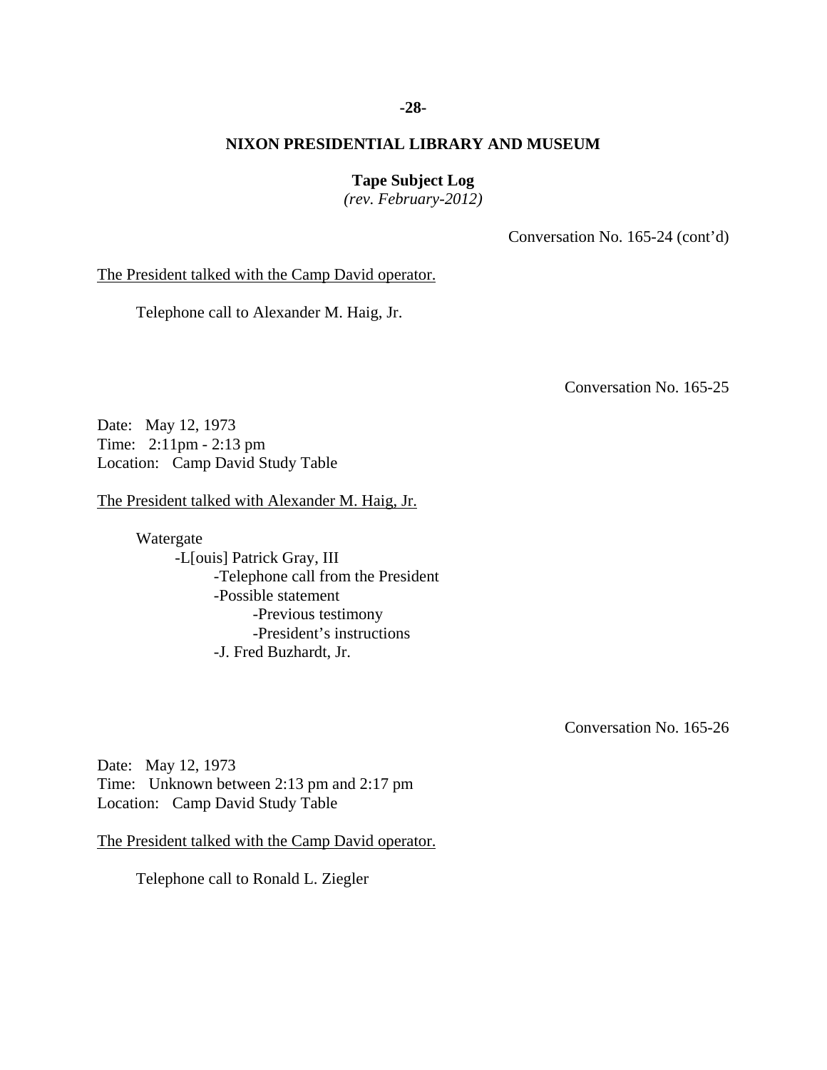Conversation No. 165-24 (cont'd)

The President talked with the Camp David operator.

Telephone call to Alexander M. Haig, Jr.

Conversation No. 165-25

Date: May 12, 1973
Time: 2:11pm - 2:13 pm
Location: Camp David Study Table

The President talked with Alexander M. Haig, Jr.

- Watergate
  - -L[ouis] Patrick Gray, III
    - -Telephone call from the President
    - -Possible statement
      - -Previous testimony
      - -President's instructions
    - -J. Fred Buzhardt, Jr.

Conversation No. 165-26

Date: May 12, 1973
Time: Unknown between 2:13 pm and 2:17 pm
Location: Camp David Study Table

The President talked with the Camp David operator.

Telephone call to Ronald L. Ziegler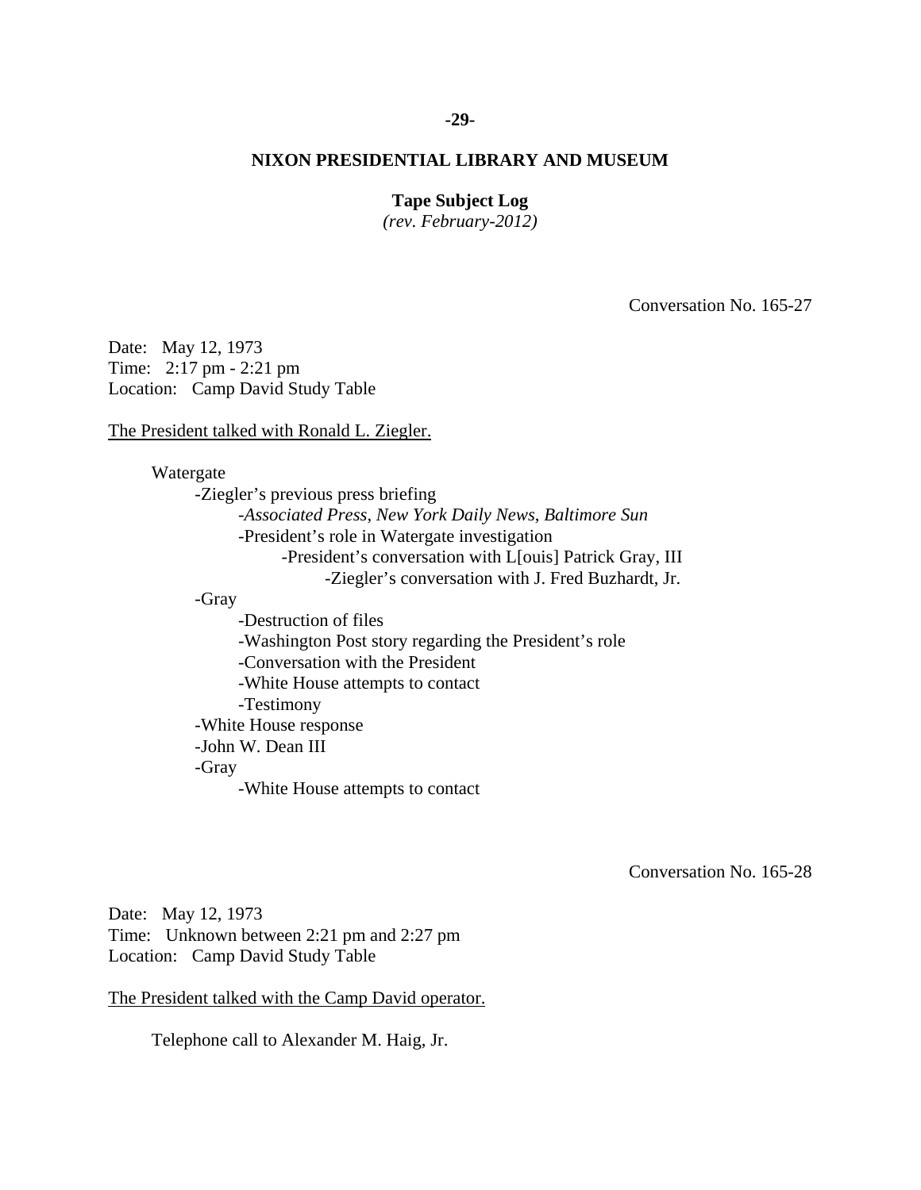**NIXON PRESIDENTIAL LIBRARY AND MUSEUM**

**Tape Subject Log**
*(rev. February-2012)*

Conversation No. 165-27

Date: May 12, 1973
Time: 2:17 pm - 2:21 pm
Location: Camp David Study Table

The President talked with Ronald L. Ziegler.

Watergate
- Ziegler's previous press briefing
  - *Associated Press*, *New York Daily News*, *Baltimore Sun*
  - President's role in Watergate investigation
    - President's conversation with L[ouis] Patrick Gray, III
      - Ziegler's conversation with J. Fred Buzhardt, Jr.
- Gray
  - Destruction of files
  - Washington Post story regarding the President's role
  - Conversation with the President
  - White House attempts to contact
  - Testimony
- White House response
- John W. Dean III
- Gray
  - White House attempts to contact

Conversation No. 165-28

Date: May 12, 1973
Time: Unknown between 2:21 pm and 2:27 pm
Location: Camp David Study Table

The President talked with the Camp David operator.

Telephone call to Alexander M. Haig, Jr.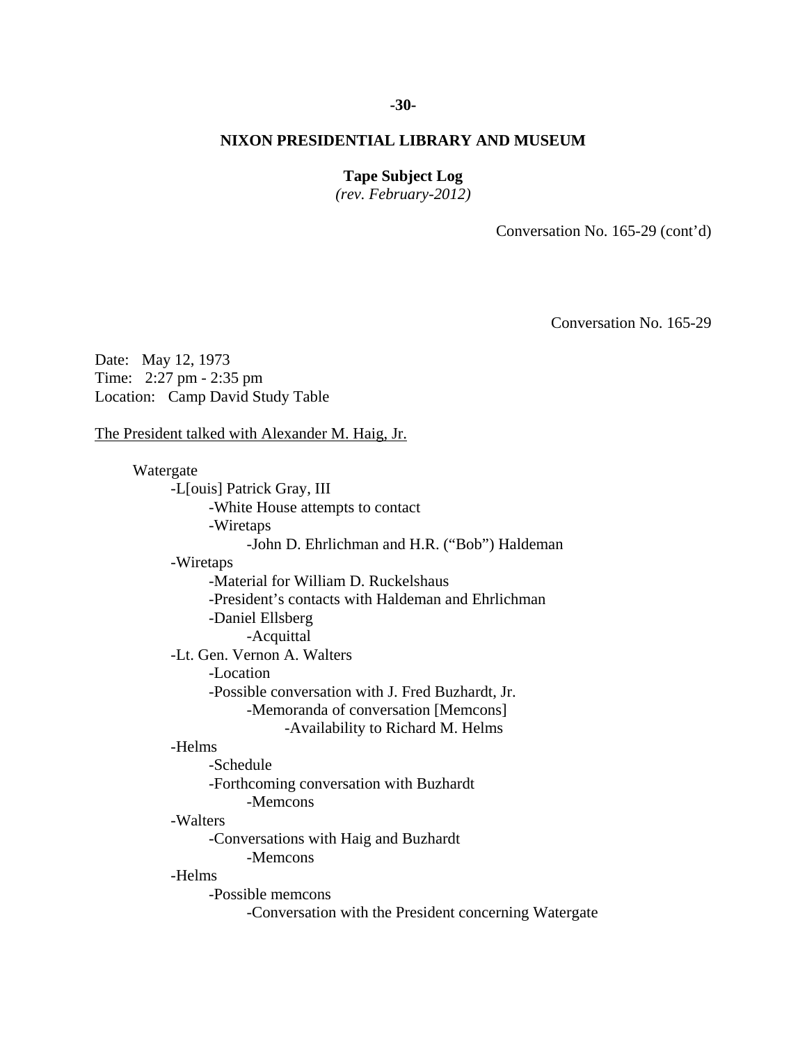**NIXON PRESIDENTIAL LIBRARY AND MUSEUM**

**Tape Subject Log**
*(rev. February-2012)*

Conversation No. 165-29 (cont'd)

Conversation No. 165-29

Date: May 12, 1973
Time: 2:27 pm - 2:35 pm
Location: Camp David Study Table

The President talked with Alexander M. Haig, Jr.

- Watergate
  - -L[ouis] Patrick Gray, III
    - -White House attempts to contact
    - -Wiretaps
      - -John D. Ehrlichman and H.R. ("Bob") Haldeman
  - -Wiretaps
    - -Material for William D. Ruckelshaus
    - -President's contacts with Haldeman and Ehrlichman
    - -Daniel Ellsberg
      - -Acquittal
  - -Lt. Gen. Vernon A. Walters
    - -Location
    - -Possible conversation with J. Fred Buzhardt, Jr.
      - -Memoranda of conversation [Memcons]
        - -Availability to Richard M. Helms
  - -Helms
    - -Schedule
    - -Forthcoming conversation with Buzhardt
      - -Memcons
  - -Walters
    - -Conversations with Haig and Buzhardt
      - -Memcons
  - -Helms
    - -Possible memcons
      - -Conversation with the President concerning Watergate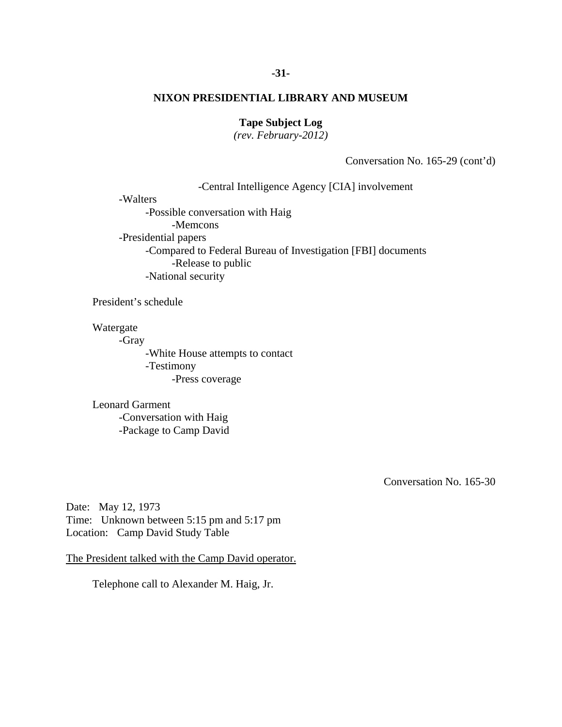**NIXON PRESIDENTIAL LIBRARY AND MUSEUM**

**Tape Subject Log**
*(rev. February-2012)*

Conversation No. 165-29 (cont'd)

- -Central Intelligence Agency [CIA] involvement
- -Walters
  - -Possible conversation with Haig
    - -Memcons
- -Presidential papers
  - -Compared to Federal Bureau of Investigation [FBI] documents
    - -Release to public
  - -National security

President's schedule

Watergate
- -Gray
  - -White House attempts to contact
  - -Testimony
    - -Press coverage

Leonard Garment
- -Conversation with Haig
- -Package to Camp David

Conversation No. 165-30

Date: May 12, 1973
Time: Unknown between 5:15 pm and 5:17 pm
Location: Camp David Study Table

The President talked with the Camp David operator.

Telephone call to Alexander M. Haig, Jr.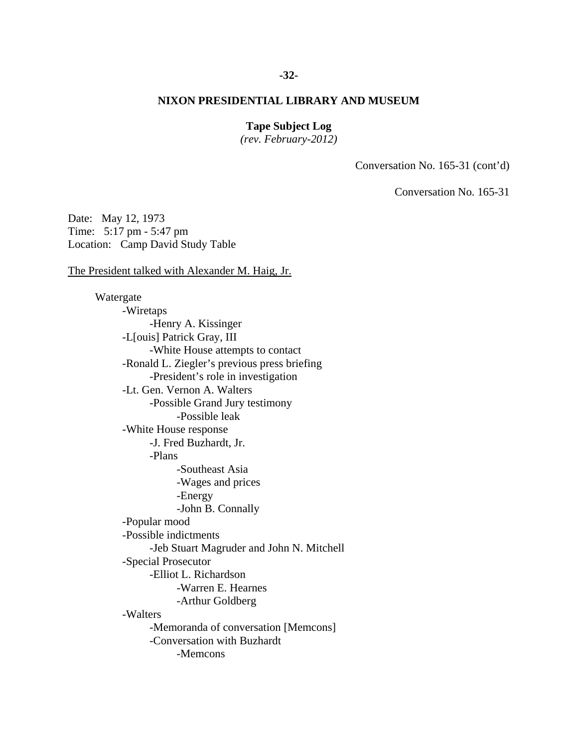**NIXON PRESIDENTIAL LIBRARY AND MUSEUM**

**Tape Subject Log**
*(rev. February-2012)*

Conversation No. 165-31 (cont'd)

Conversation No. 165-31

Date: May 12, 1973
Time: 5:17 pm - 5:47 pm
Location: Camp David Study Table

The President talked with Alexander M. Haig, Jr.

Watergate
- -Wiretaps
  - -Henry A. Kissinger
- -L[ouis] Patrick Gray, III
  - -White House attempts to contact
- -Ronald L. Ziegler's previous press briefing
  - -President's role in investigation
- -Lt. Gen. Vernon A. Walters
  - -Possible Grand Jury testimony
    - -Possible leak
- -White House response
  - -J. Fred Buzhardt, Jr.
  - -Plans
    - -Southeast Asia
    - -Wages and prices
    - -Energy
    - -John B. Connally
- -Popular mood
- -Possible indictments
  - -Jeb Stuart Magruder and John N. Mitchell
- -Special Prosecutor
  - -Elliot L. Richardson
    - -Warren E. Hearnes
    - -Arthur Goldberg
- -Walters
  - -Memoranda of conversation [Memcons]
  - -Conversation with Buzhardt
    - -Memcons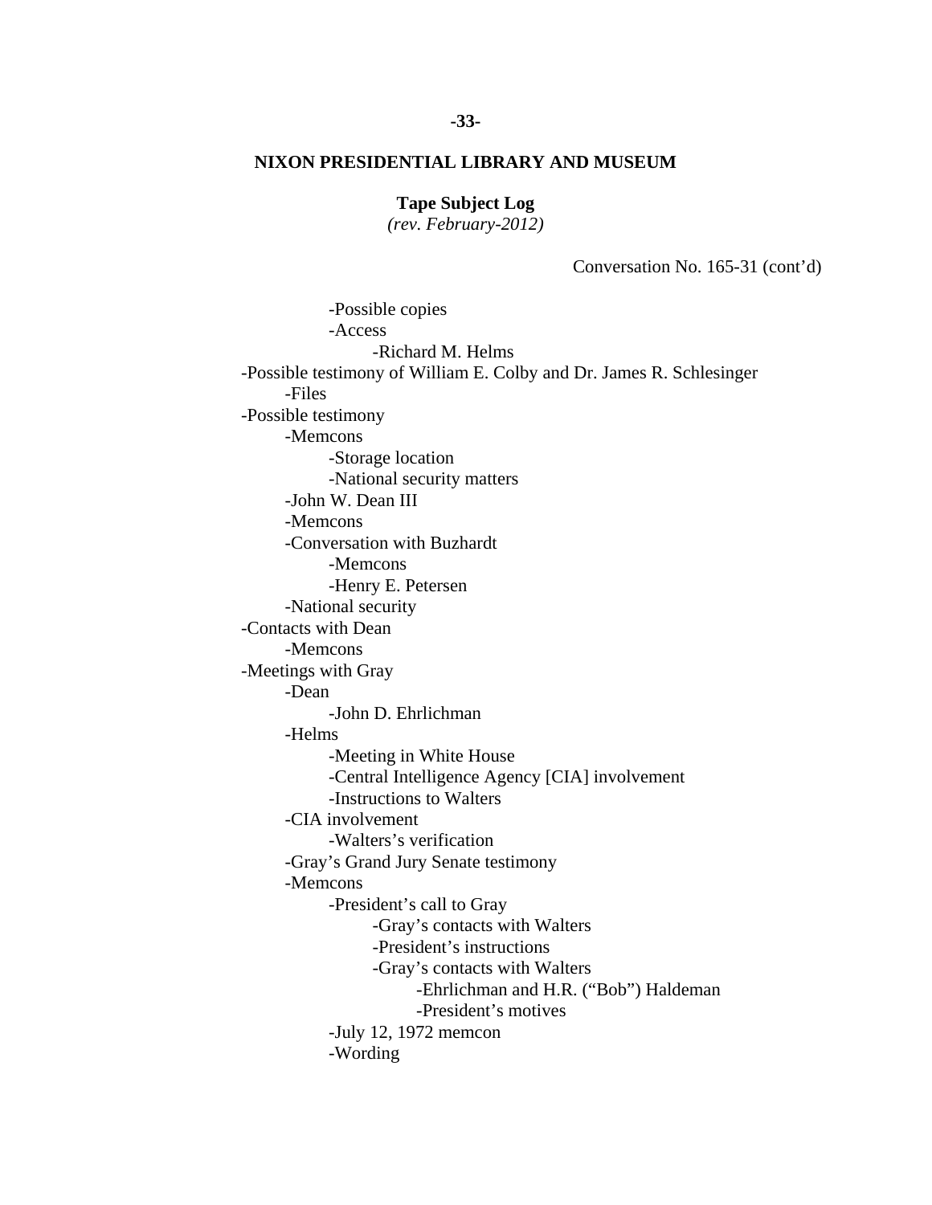**NIXON PRESIDENTIAL LIBRARY AND MUSEUM**

**Tape Subject Log**
*(rev. February-2012)*

Conversation No. 165-31 (cont'd)

- -Possible copies
- -Access
    - -Richard M. Helms
- -Possible testimony of William E. Colby and Dr. James R. Schlesinger
    - -Files
- -Possible testimony
    - -Memcons
        - -Storage location
        - -National security matters
    - -John W. Dean III
    - -Memcons
    - -Conversation with Buzhardt
        - -Memcons
        - -Henry E. Petersen
    - -National security
- -Contacts with Dean
    - -Memcons
- -Meetings with Gray
    - -Dean
        - -John D. Ehrlichman
    - -Helms
        - -Meeting in White House
        - -Central Intelligence Agency [CIA] involvement
        - -Instructions to Walters
    - -CIA involvement
        - -Walters's verification
    - -Gray's Grand Jury Senate testimony
    - -Memcons
        - -President's call to Gray
            - -Gray's contacts with Walters
            - -President's instructions
            - -Gray's contacts with Walters
                - -Ehrlichman and H.R. ("Bob") Haldeman
                - -President's motives
        - -July 12, 1972 memcon
        - -Wording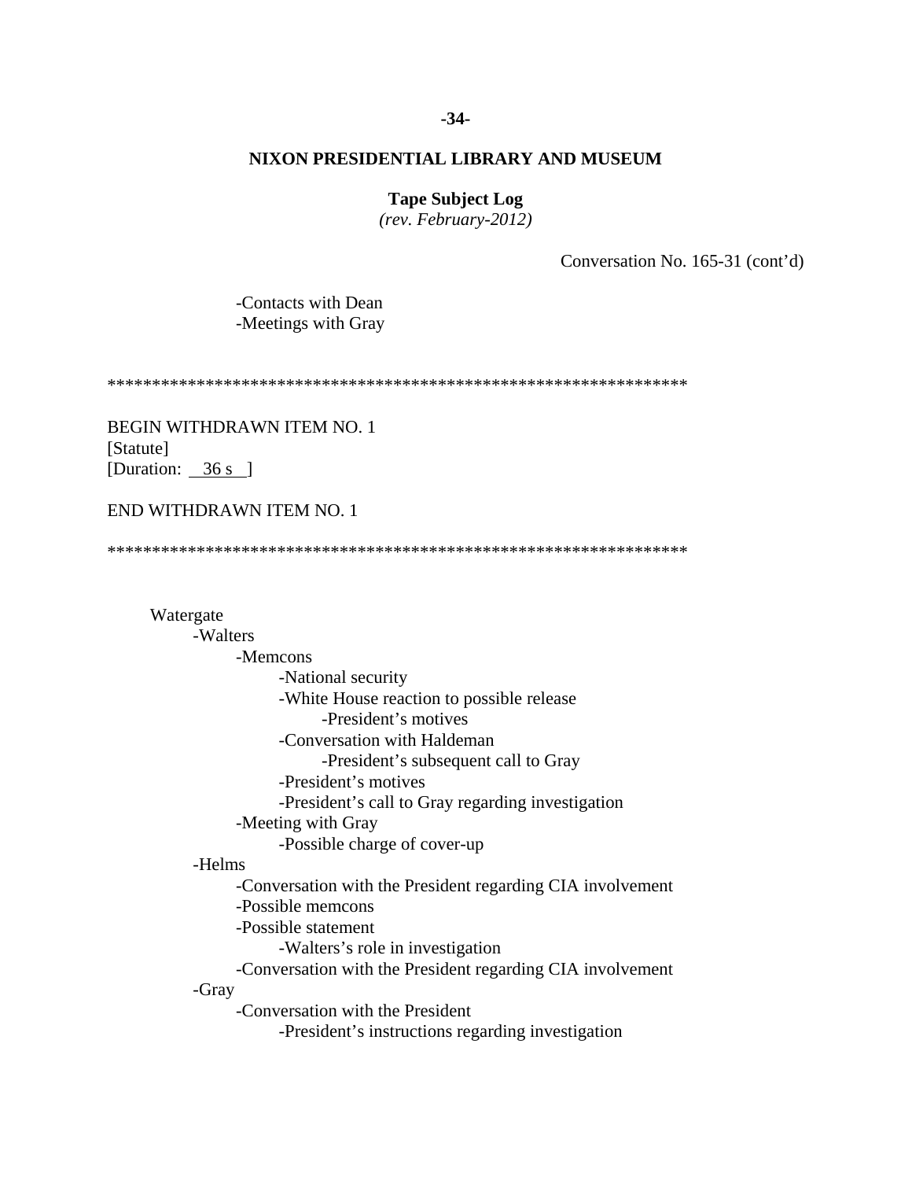Conversation No. 165-31 (cont'd)

- -Contacts with Dean
- -Meetings with Gray

******************************************************************

BEGIN WITHDRAWN ITEM NO. 1
[Statute]
[Duration: 36 s ]

END WITHDRAWN ITEM NO. 1

******************************************************************

Watergate
- -Walters
    - -Memcons
        - -National security
        - -White House reaction to possible release
            - -President's motives
        - -Conversation with Haldeman
            - -President's subsequent call to Gray
        - -President's motives
        - -President's call to Gray regarding investigation
    - -Meeting with Gray
        - -Possible charge of cover-up
- -Helms
    - -Conversation with the President regarding CIA involvement
    - -Possible memcons
    - -Possible statement
        - -Walters's role in investigation
    - -Conversation with the President regarding CIA involvement
- -Gray
    - -Conversation with the President
        - -President's instructions regarding investigation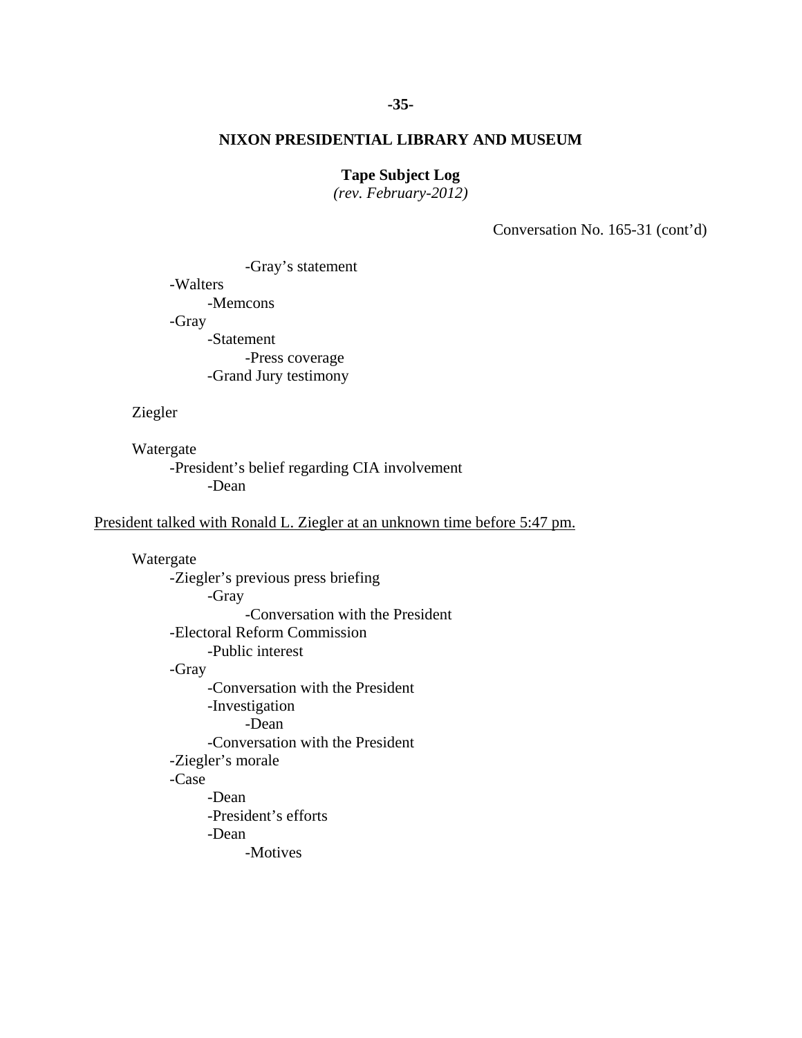**NIXON PRESIDENTIAL LIBRARY AND MUSEUM**

**Tape Subject Log**
*(rev. February-2012)*

Conversation No. 165-31 (cont'd)

- -Gray's statement
- -Walters
  - -Memcons
- -Gray
  - -Statement
    - -Press coverage
  - -Grand Jury testimony

Ziegler

Watergate
- -President's belief regarding CIA involvement
  - -Dean

President talked with Ronald L. Ziegler at an unknown time before 5:47 pm.

Watergate
- -Ziegler's previous press briefing
  - -Gray
    - -Conversation with the President
- -Electoral Reform Commission
  - -Public interest
- -Gray
  - -Conversation with the President
  - -Investigation
    - -Dean
  - -Conversation with the President
- -Ziegler's morale
- -Case
  - -Dean
  - -President's efforts
  - -Dean
    - -Motives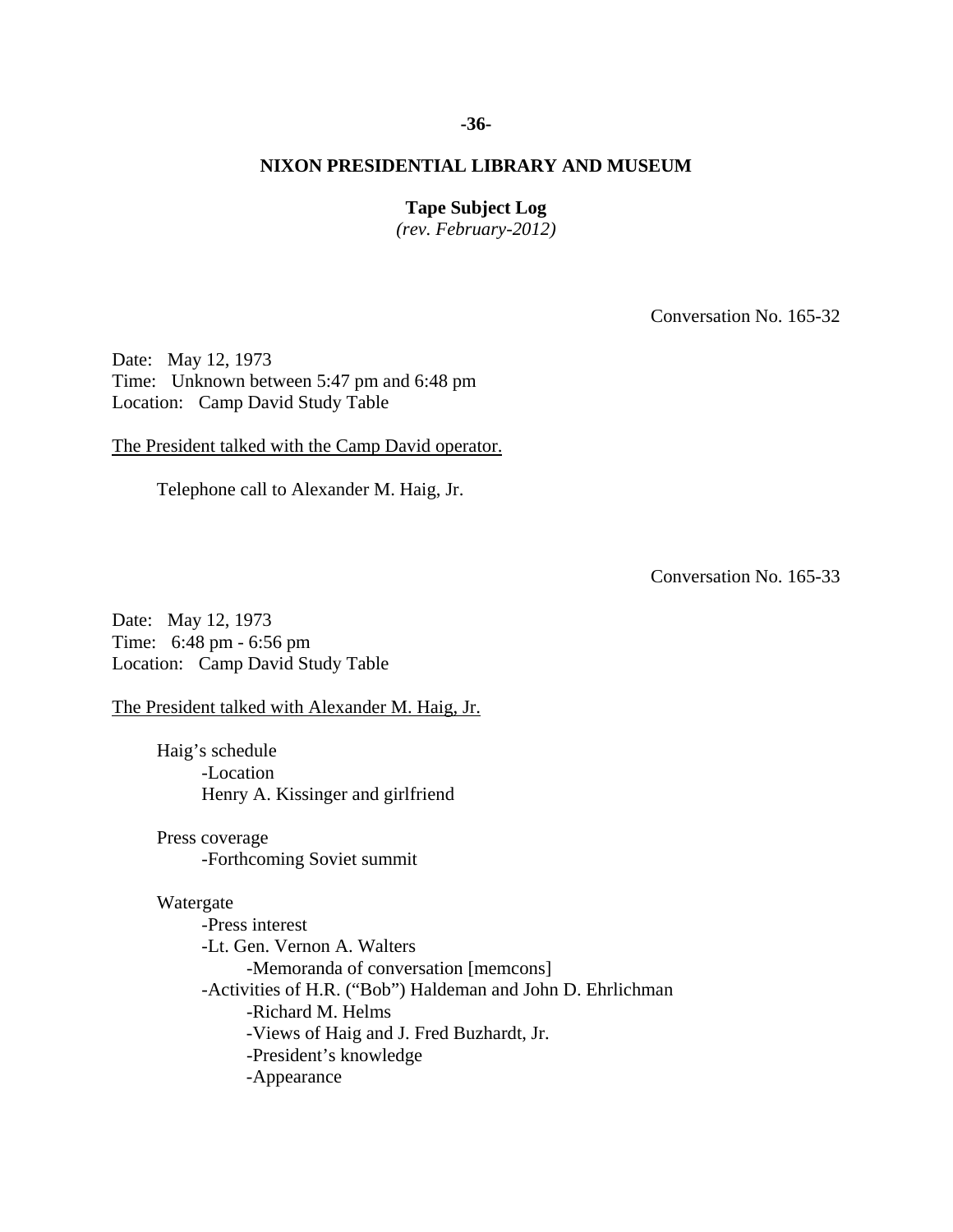**NIXON PRESIDENTIAL LIBRARY AND MUSEUM**

**Tape Subject Log**
*(rev. February-2012)*

Conversation No. 165-32

Date: May 12, 1973
Time: Unknown between 5:47 pm and 6:48 pm
Location: Camp David Study Table

The President talked with the Camp David operator.

Telephone call to Alexander M. Haig, Jr.

Conversation No. 165-33

Date: May 12, 1973
Time: 6:48 pm - 6:56 pm
Location: Camp David Study Table

The President talked with Alexander M. Haig, Jr.

Haig's schedule
- -Location
- Henry A. Kissinger and girlfriend

Press coverage
- -Forthcoming Soviet summit

Watergate
- -Press interest
- -Lt. Gen. Vernon A. Walters
  - -Memoranda of conversation [memcons]
- -Activities of H.R. ("Bob") Haldeman and John D. Ehrlichman
  - -Richard M. Helms
  - -Views of Haig and J. Fred Buzhardt, Jr.
  - -President's knowledge
  - -Appearance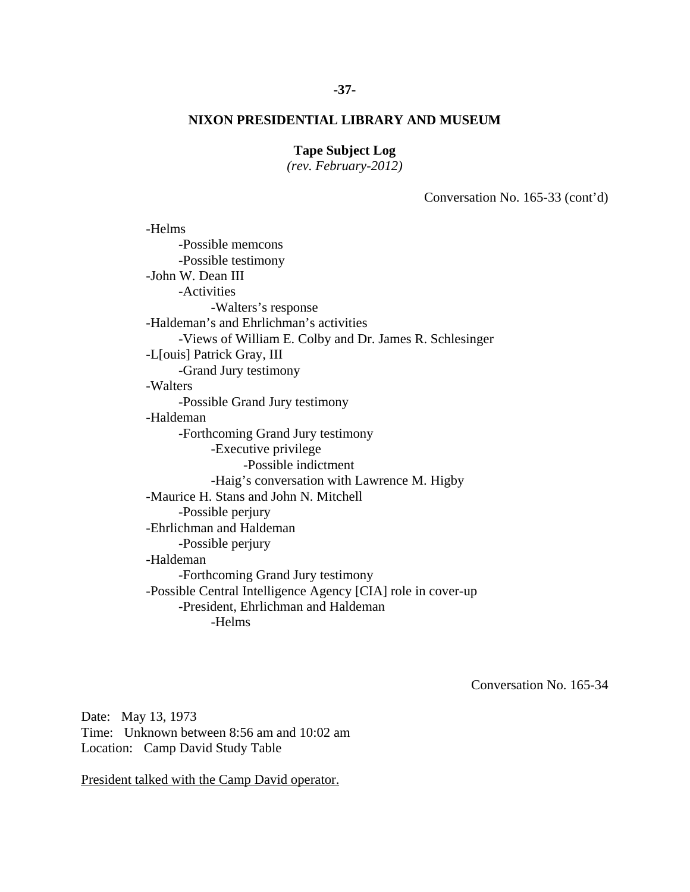**NIXON PRESIDENTIAL LIBRARY AND MUSEUM**

**Tape Subject Log**
*(rev. February-2012)*

Conversation No. 165-33 (cont'd)

- -Helms
    - -Possible memcons
    - -Possible testimony
- -John W. Dean III
    - -Activities
        - -Walters's response
- -Haldeman's and Ehrlichman's activities
    - -Views of William E. Colby and Dr. James R. Schlesinger
- -L[ouis] Patrick Gray, III
    - -Grand Jury testimony
- -Walters
    - -Possible Grand Jury testimony
- -Haldeman
    - -Forthcoming Grand Jury testimony
        - -Executive privilege
            - -Possible indictment
        - -Haig's conversation with Lawrence M. Higby
- -Maurice H. Stans and John N. Mitchell
    - -Possible perjury
- -Ehrlichman and Haldeman
    - -Possible perjury
- -Haldeman
    - -Forthcoming Grand Jury testimony
- -Possible Central Intelligence Agency [CIA] role in cover-up
    - -President, Ehrlichman and Haldeman
        - -Helms

Conversation No. 165-34

Date: May 13, 1973
Time: Unknown between 8:56 am and 10:02 am
Location: Camp David Study Table

<u>President talked with the Camp David operator.</u>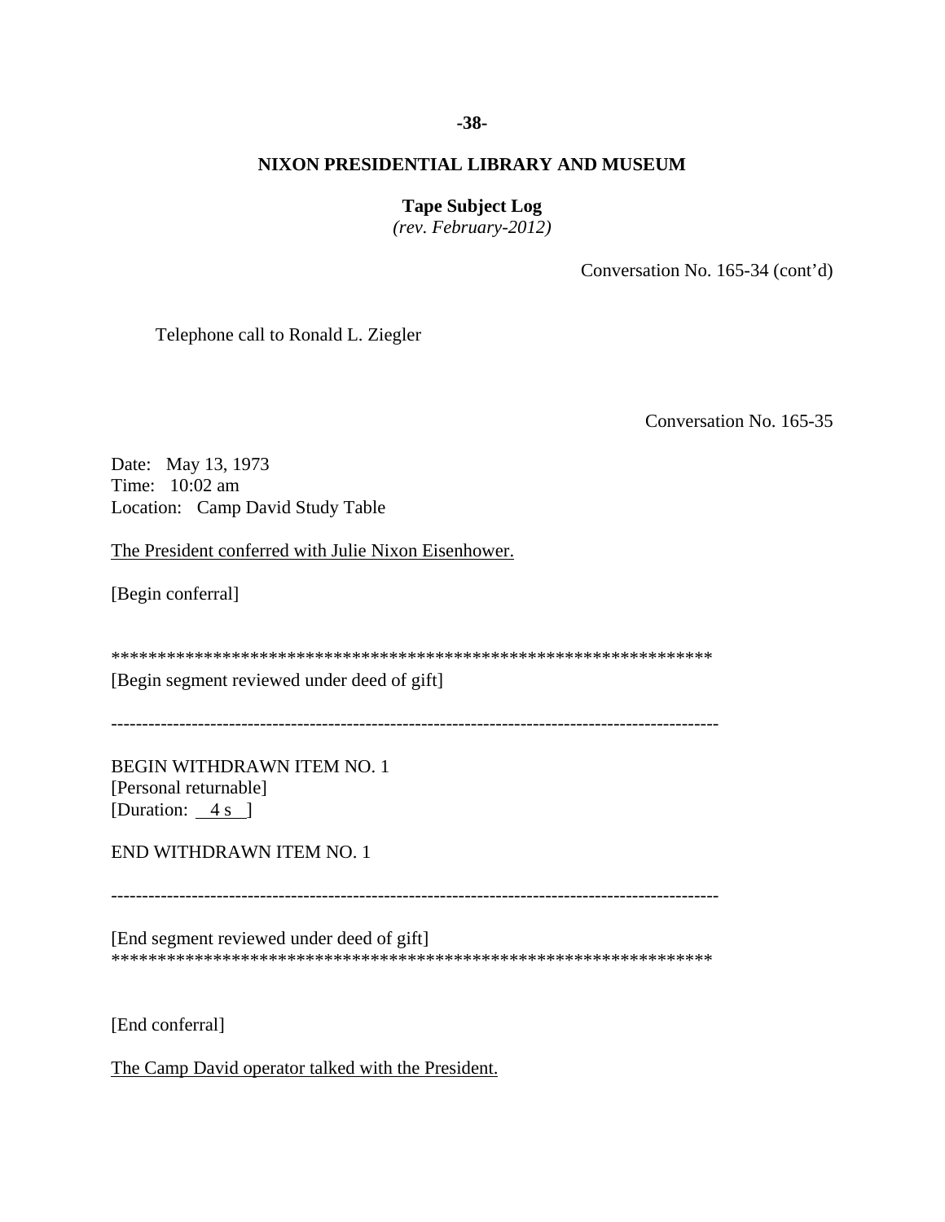**NIXON PRESIDENTIAL LIBRARY AND MUSEUM**

**Tape Subject Log**
*(rev. February-2012)*

Conversation No. 165-34 (cont'd)

Telephone call to Ronald L. Ziegler

Conversation No. 165-35

Date: May 13, 1973
Time: 10:02 am
Location: Camp David Study Table

The President conferred with Julie Nixon Eisenhower.

[Begin conferral]

*****************************************************************
[Begin segment reviewed under deed of gift]

---------------------------------------------------------------------------------------------

BEGIN WITHDRAWN ITEM NO. 1
[Personal returnable]
[Duration: 4 s ]

END WITHDRAWN ITEM NO. 1

---------------------------------------------------------------------------------------------

[End segment reviewed under deed of gift]
*****************************************************************

[End conferral]

The Camp David operator talked with the President.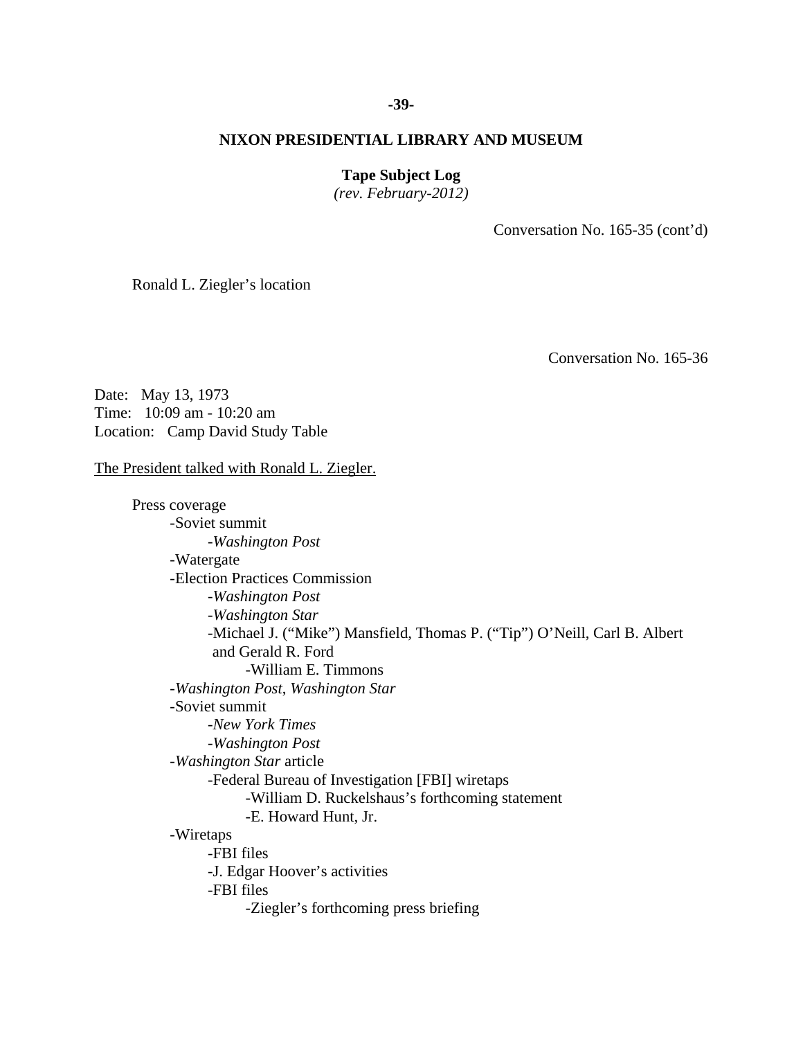**NIXON PRESIDENTIAL LIBRARY AND MUSEUM**

**Tape Subject Log**
*(rev. February-2012)*

Conversation No. 165-35 (cont'd)

Ronald L. Ziegler's location

Conversation No. 165-36

Date: May 13, 1973
Time: 10:09 am - 10:20 am
Location: Camp David Study Table

The President talked with Ronald L. Ziegler.

- Press coverage
    - -Soviet summit
        - -*Washington Post*
    - -Watergate
    - -Election Practices Commission
        - -*Washington Post*
        - -*Washington Star*
        - -Michael J. ("Mike") Mansfield, Thomas P. ("Tip") O'Neill, Carl B. Albert and Gerald R. Ford
            - -William E. Timmons
    - -*Washington Post*, *Washington Star*
    - -Soviet summit
        - -*New York Times*
        - -*Washington Post*
    - -*Washington Star* article
        - -Federal Bureau of Investigation [FBI] wiretaps
            - -William D. Ruckelshaus's forthcoming statement
            - -E. Howard Hunt, Jr.
    - -Wiretaps
        - -FBI files
        - -J. Edgar Hoover's activities
        - -FBI files
            - -Ziegler's forthcoming press briefing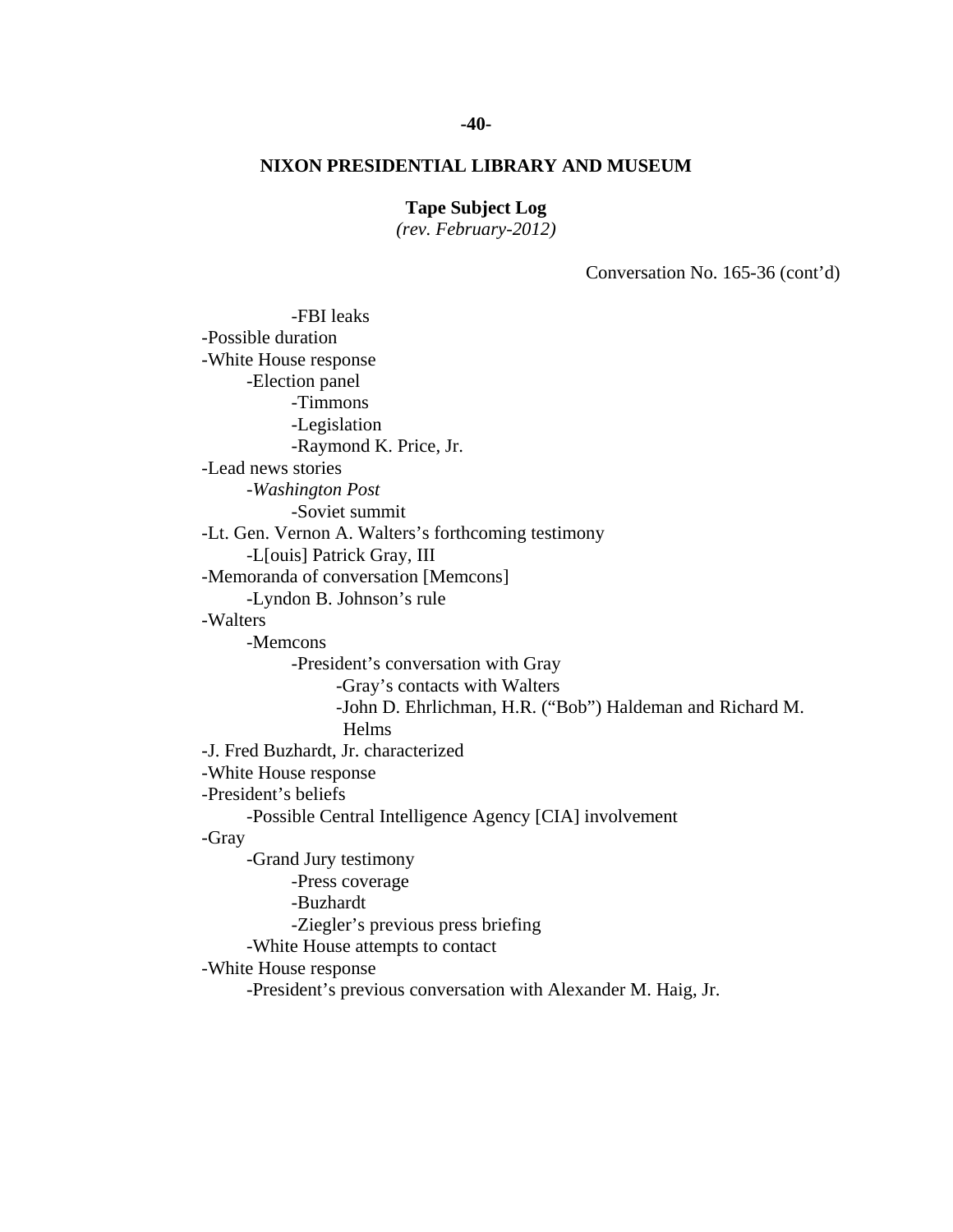**NIXON PRESIDENTIAL LIBRARY AND MUSEUM**

**Tape Subject Log**
*(rev. February-2012)*

Conversation No. 165-36 (cont'd)

- -FBI leaks
- -Possible duration
- -White House response
  - -Election panel
    - -Timmons
    - -Legislation
    - -Raymond K. Price, Jr.
- -Lead news stories
  - -*Washington Post*
    - -Soviet summit
- -Lt. Gen. Vernon A. Walters's forthcoming testimony
  - -L[ouis] Patrick Gray, III
- -Memoranda of conversation [Memcons]
  - -Lyndon B. Johnson's rule
- -Walters
  - -Memcons
    - -President's conversation with Gray
      - -Gray's contacts with Walters
      - -John D. Ehrlichman, H.R. ("Bob") Haldeman and Richard M. Helms
- -J. Fred Buzhardt, Jr. characterized
- -White House response
- -President's beliefs
  - -Possible Central Intelligence Agency [CIA] involvement
- -Gray
  - -Grand Jury testimony
    - -Press coverage
    - -Buzhardt
    - -Ziegler's previous press briefing
  - -White House attempts to contact
- -White House response
  - -President's previous conversation with Alexander M. Haig, Jr.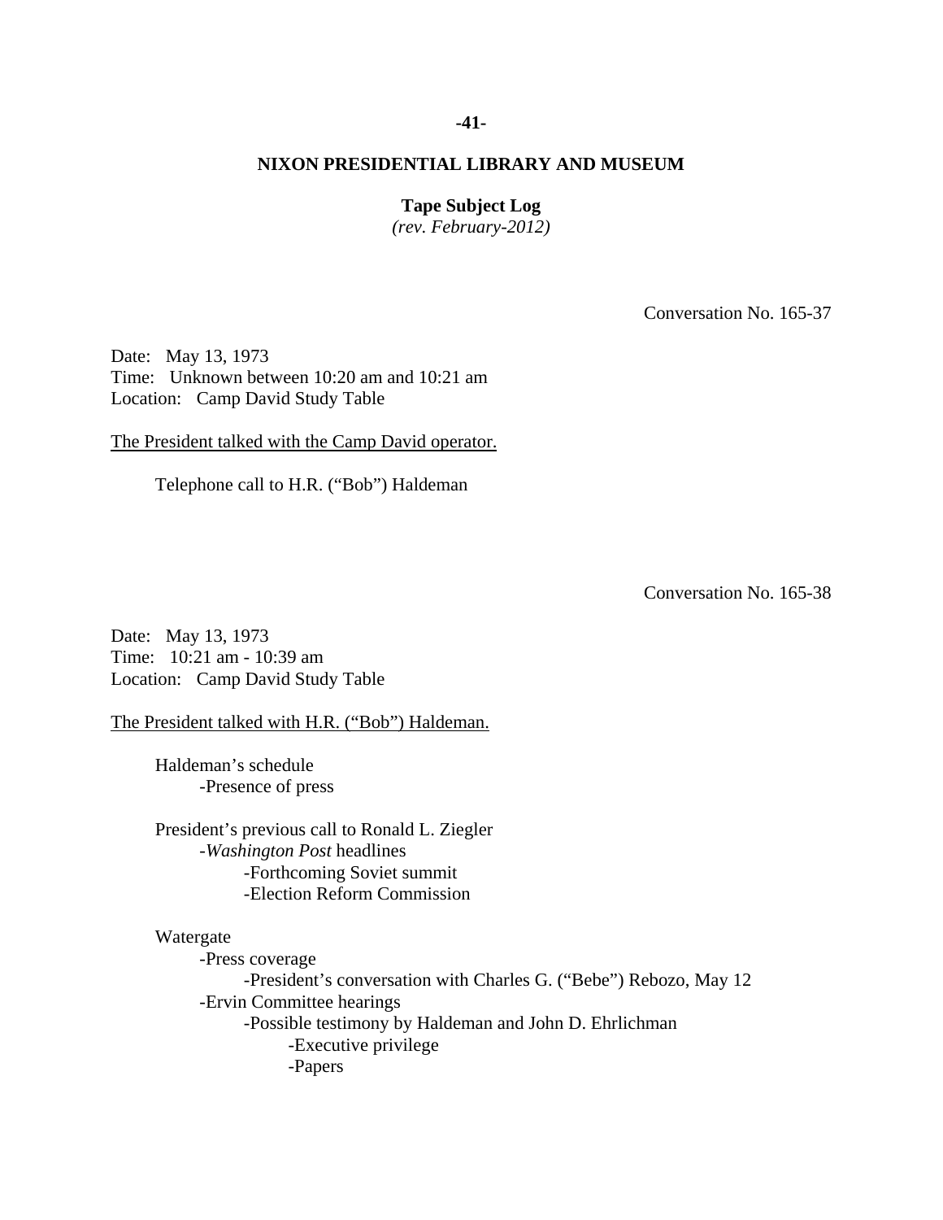## NIXON PRESIDENTIAL LIBRARY AND MUSEUM

**Tape Subject Log**
*(rev. February-2012)*

Conversation No. 165-37

Date: May 13, 1973
Time: Unknown between 10:20 am and 10:21 am
Location: Camp David Study Table

The President talked with the Camp David operator.

Telephone call to H.R. ("Bob") Haldeman

Conversation No. 165-38

Date: May 13, 1973
Time: 10:21 am - 10:39 am
Location: Camp David Study Table

The President talked with H.R. ("Bob") Haldeman.

- Haldeman's schedule
  - -Presence of press

- President's previous call to Ronald L. Ziegler
  - -*Washington Post* headlines
    - -Forthcoming Soviet summit
    - -Election Reform Commission

- Watergate
  - -Press coverage
    - -President's conversation with Charles G. ("Bebe") Rebozo, May 12
  - -Ervin Committee hearings
    - -Possible testimony by Haldeman and John D. Ehrlichman
      - -Executive privilege
      - -Papers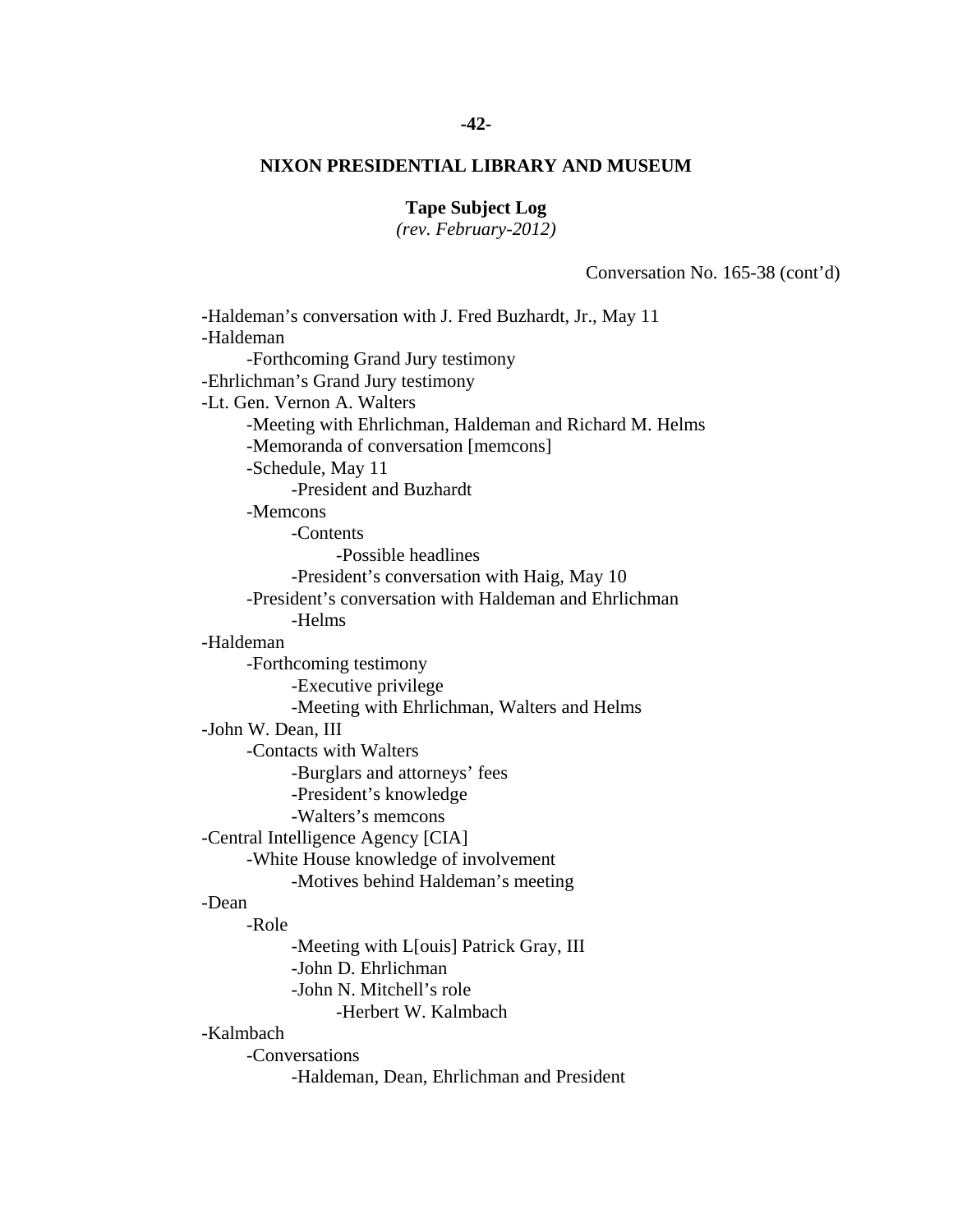**NIXON PRESIDENTIAL LIBRARY AND MUSEUM**

**Tape Subject Log**
*(rev. February-2012)*

Conversation No. 165-38 (cont'd)

- -Haldeman's conversation with J. Fred Buzhardt, Jr., May 11
- -Haldeman
  - -Forthcoming Grand Jury testimony
- -Ehrlichman's Grand Jury testimony
- -Lt. Gen. Vernon A. Walters
  - -Meeting with Ehrlichman, Haldeman and Richard M. Helms
  - -Memoranda of conversation [memcons]
  - -Schedule, May 11
    - -President and Buzhardt
  - -Memcons
    - -Contents
      - -Possible headlines
    - -President's conversation with Haig, May 10
  - -President's conversation with Haldeman and Ehrlichman
    - -Helms
- -Haldeman
  - -Forthcoming testimony
    - -Executive privilege
    - -Meeting with Ehrlichman, Walters and Helms
- -John W. Dean, III
  - -Contacts with Walters
    - -Burglars and attorneys' fees
    - -President's knowledge
    - -Walters's memcons
- -Central Intelligence Agency [CIA]
  - -White House knowledge of involvement
    - -Motives behind Haldeman's meeting
- -Dean
  - -Role
    - -Meeting with L[ouis] Patrick Gray, III
    - -John D. Ehrlichman
    - -John N. Mitchell's role
      - -Herbert W. Kalmbach
- -Kalmbach
  - -Conversations
    - -Haldeman, Dean, Ehrlichman and President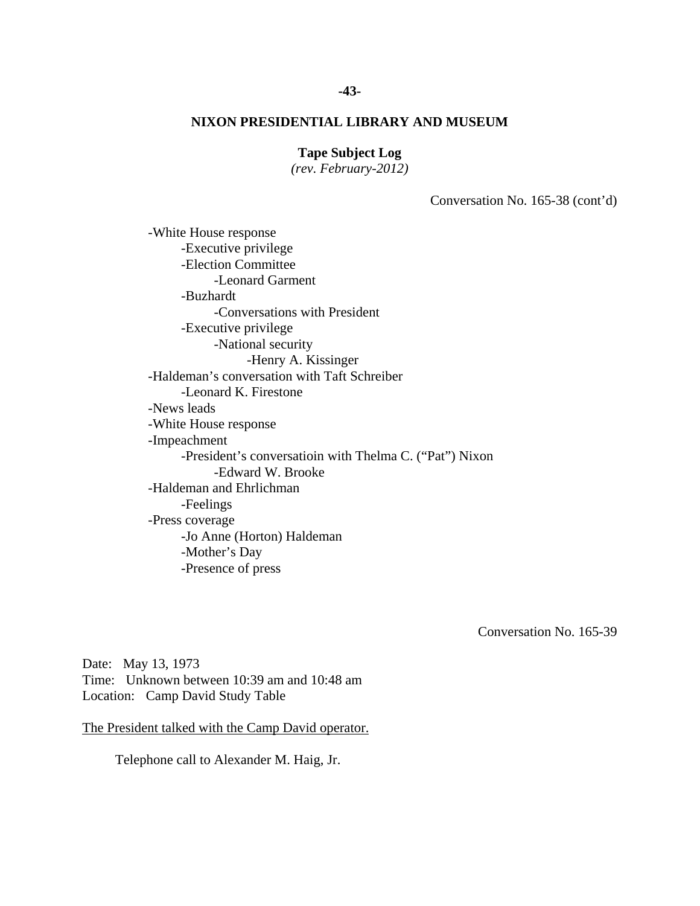**NIXON PRESIDENTIAL LIBRARY AND MUSEUM**

**Tape Subject Log**
*(rev. February-2012)*

Conversation No. 165-38 (cont'd)

- -White House response
    - -Executive privilege
    - -Election Committee
        - -Leonard Garment
    - -Buzhardt
        - -Conversations with President
    - -Executive privilege
        - -National security
            - -Henry A. Kissinger
- -Haldeman's conversation with Taft Schreiber
    - -Leonard K. Firestone
- -News leads
- -White House response
- -Impeachment
    - -President's conversatioin with Thelma C. ("Pat") Nixon
        - -Edward W. Brooke
- -Haldeman and Ehrlichman
    - -Feelings
- -Press coverage
    - -Jo Anne (Horton) Haldeman
    - -Mother's Day
    - -Presence of press

Conversation No. 165-39

Date: May 13, 1973
Time: Unknown between 10:39 am and 10:48 am
Location: Camp David Study Table

The President talked with the Camp David operator.

Telephone call to Alexander M. Haig, Jr.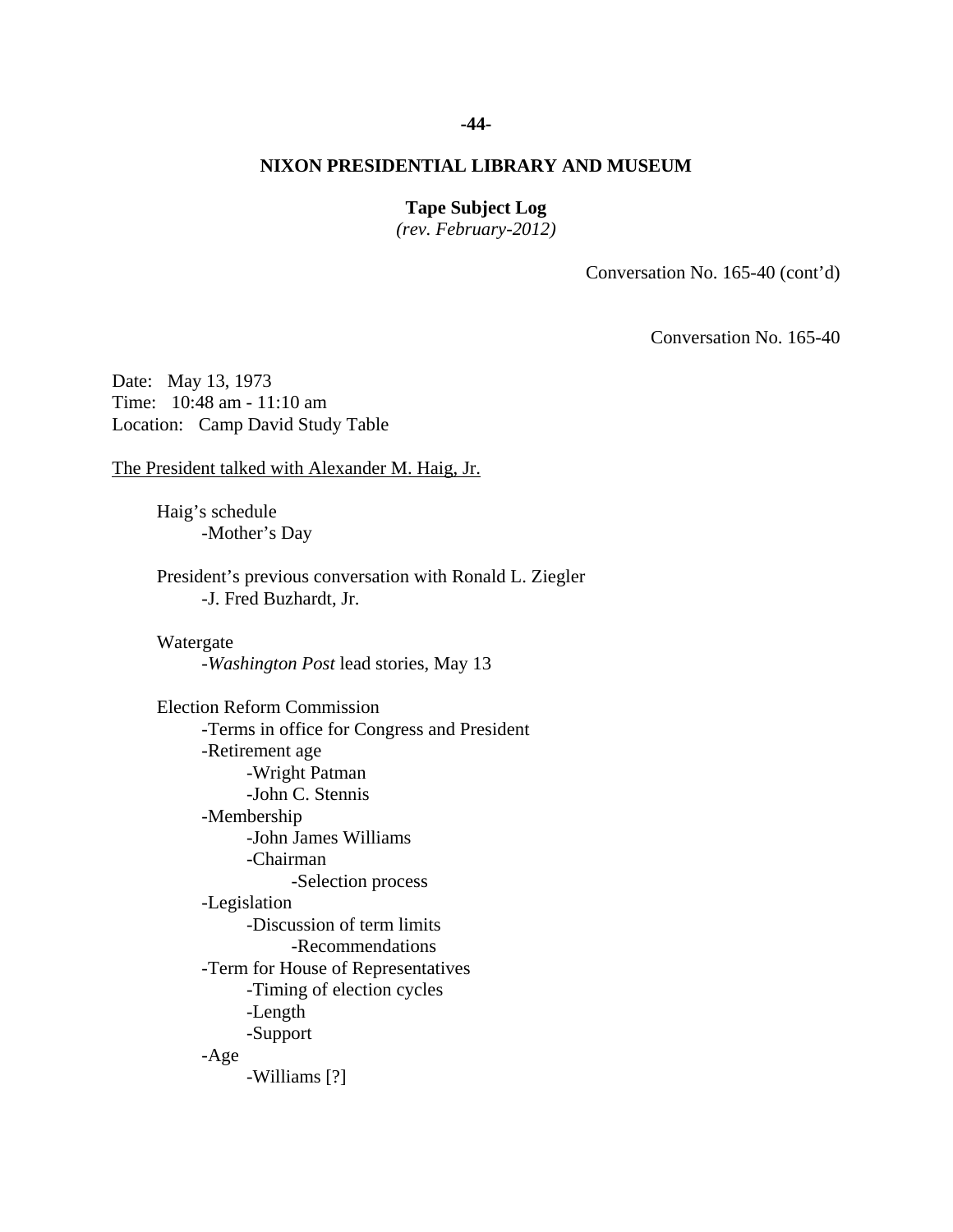**NIXON PRESIDENTIAL LIBRARY AND MUSEUM**

**Tape Subject Log**
*(rev. February-2012)*

Conversation No. 165-40 (cont'd)

Conversation No. 165-40

Date: May 13, 1973
Time: 10:48 am - 11:10 am
Location: Camp David Study Table

The President talked with Alexander M. Haig, Jr.

- Haig's schedule
    - -Mother's Day
- President's previous conversation with Ronald L. Ziegler
    - -J. Fred Buzhardt, Jr.
- Watergate
    - -*Washington Post* lead stories, May 13
- Election Reform Commission
    - -Terms in office for Congress and President
    - -Retirement age
        - -Wright Patman
        - -John C. Stennis
    - -Membership
        - -John James Williams
        - -Chairman
            - -Selection process
    - -Legislation
        - -Discussion of term limits
            - -Recommendations
    - -Term for House of Representatives
        - -Timing of election cycles
        - -Length
        - -Support
    - -Age
        - -Williams [?]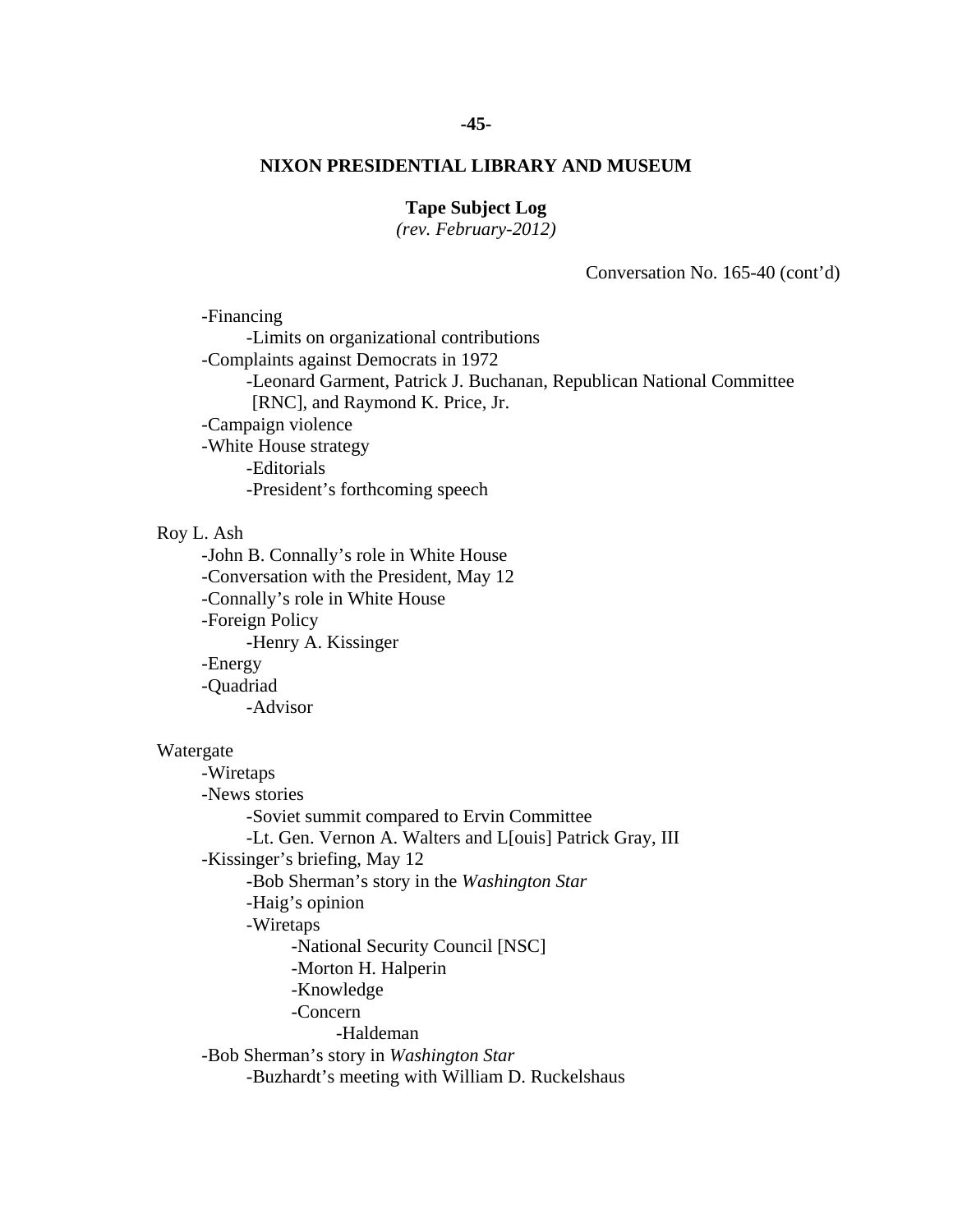**NIXON PRESIDENTIAL LIBRARY AND MUSEUM**

**Tape Subject Log**
*(rev. February-2012)*

Conversation No. 165-40 (cont'd)

- -Financing
    - -Limits on organizational contributions
- -Complaints against Democrats in 1972
    - -Leonard Garment, Patrick J. Buchanan, Republican National Committee [RNC], and Raymond K. Price, Jr.
- -Campaign violence
- -White House strategy
    - -Editorials
    - -President's forthcoming speech

Roy L. Ash

- -John B. Connally's role in White House
- -Conversation with the President, May 12
- -Connally's role in White House
- -Foreign Policy
    - -Henry A. Kissinger
- -Energy
- -Quadriad
    - -Advisor

Watergate

- -Wiretaps
- -News stories
    - -Soviet summit compared to Ervin Committee
    - -Lt. Gen. Vernon A. Walters and L[ouis] Patrick Gray, III
- -Kissinger's briefing, May 12
    - -Bob Sherman's story in the *Washington Star*
    - -Haig's opinion
    - -Wiretaps
        - -National Security Council [NSC]
        - -Morton H. Halperin
        - -Knowledge
        - -Concern
            - -Haldeman
- -Bob Sherman's story in *Washington Star*
    - -Buzhardt's meeting with William D. Ruckelshaus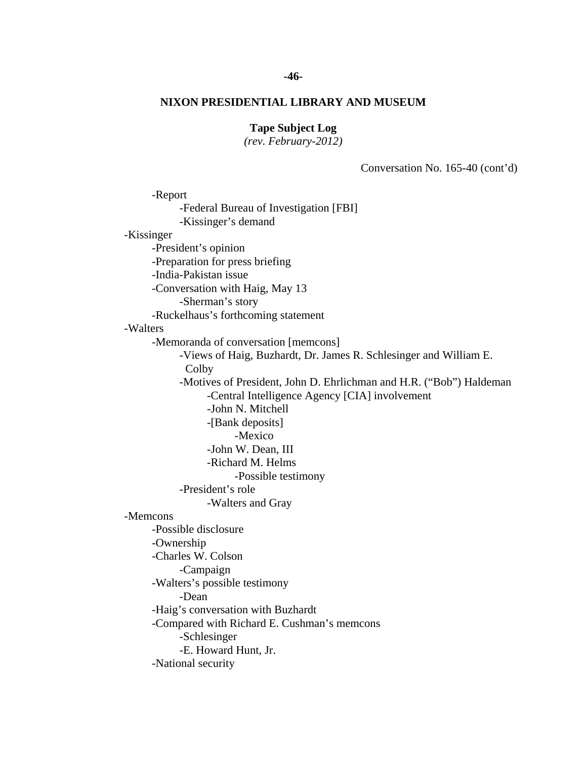**NIXON PRESIDENTIAL LIBRARY AND MUSEUM**

**Tape Subject Log**
*(rev. February-2012)*

Conversation No. 165-40 (cont'd)

- -Report
  - -Federal Bureau of Investigation [FBI]
  - -Kissinger's demand
- -Kissinger
  - -President's opinion
  - -Preparation for press briefing
  - -India-Pakistan issue
  - -Conversation with Haig, May 13
    - -Sherman's story
  - -Ruckelhaus's forthcoming statement
- -Walters
  - -Memoranda of conversation [memcons]
    - -Views of Haig, Buzhardt, Dr. James R. Schlesinger and William E. Colby
    - -Motives of President, John D. Ehrlichman and H.R. ("Bob") Haldeman
      - -Central Intelligence Agency [CIA] involvement
      - -John N. Mitchell
      - -[Bank deposits]
        - -Mexico
      - -John W. Dean, III
      - -Richard M. Helms
        - -Possible testimony
    - -President's role
      - -Walters and Gray
- -Memcons
  - -Possible disclosure
  - -Ownership
  - -Charles W. Colson
    - -Campaign
  - -Walters's possible testimony
    - -Dean
  - -Haig's conversation with Buzhardt
  - -Compared with Richard E. Cushman's memcons
    - -Schlesinger
    - -E. Howard Hunt, Jr.
  - -National security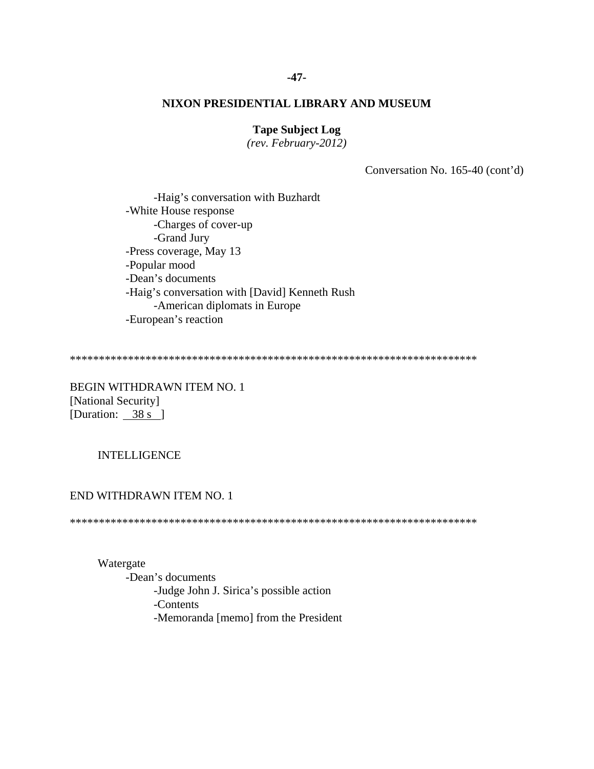**NIXON PRESIDENTIAL LIBRARY AND MUSEUM**

**Tape Subject Log**
*(rev. February-2012)*

Conversation No. 165-40 (cont'd)

- -Haig's conversation with Buzhardt
- -White House response
  - -Charges of cover-up
  - -Grand Jury
- -Press coverage, May 13
- -Popular mood
- -Dean's documents
- -Haig's conversation with [David] Kenneth Rush
  - -American diplomats in Europe
- -European's reaction

************************************************************************

BEGIN WITHDRAWN ITEM NO. 1
[National Security]
[Duration: 38 s ]

INTELLIGENCE

END WITHDRAWN ITEM NO. 1

************************************************************************

Watergate
- -Dean's documents
  - -Judge John J. Sirica's possible action
  - -Contents
  - -Memoranda [memo] from the President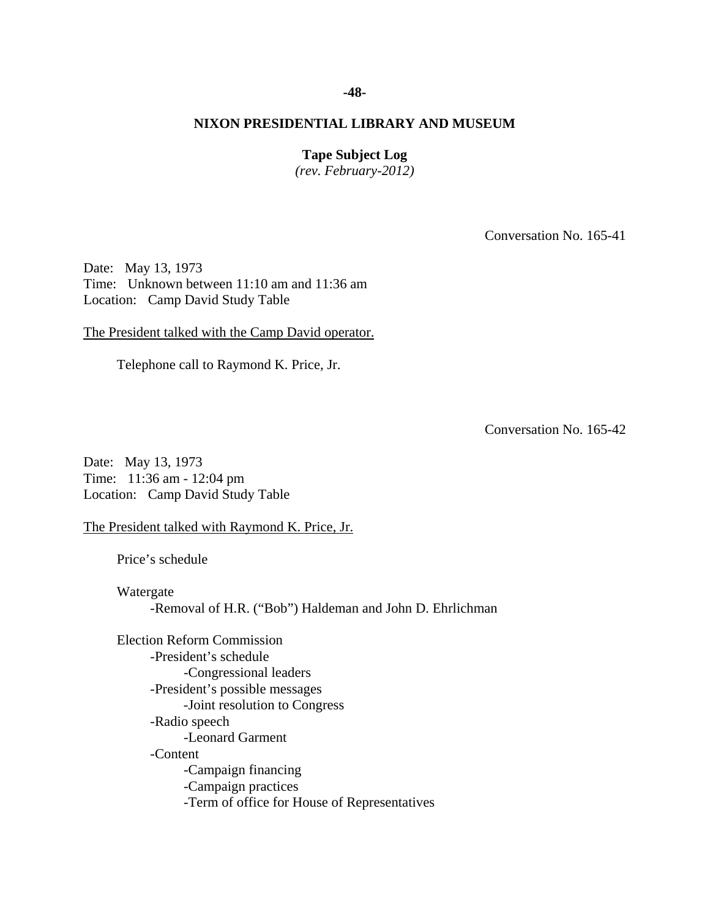**NIXON PRESIDENTIAL LIBRARY AND MUSEUM**

**Tape Subject Log**
*(rev. February-2012)*

Conversation No. 165-41

Date: May 13, 1973
Time: Unknown between 11:10 am and 11:36 am
Location: Camp David Study Table

The President talked with the Camp David operator.

Telephone call to Raymond K. Price, Jr.

Conversation No. 165-42

Date: May 13, 1973
Time: 11:36 am - 12:04 pm
Location: Camp David Study Table

The President talked with Raymond K. Price, Jr.

Price's schedule

Watergate
- -Removal of H.R. ("Bob") Haldeman and John D. Ehrlichman

Election Reform Commission
- -President's schedule
  - -Congressional leaders
- -President's possible messages
  - -Joint resolution to Congress
- -Radio speech
  - -Leonard Garment
- -Content
  - -Campaign financing
  - -Campaign practices
  - -Term of office for House of Representatives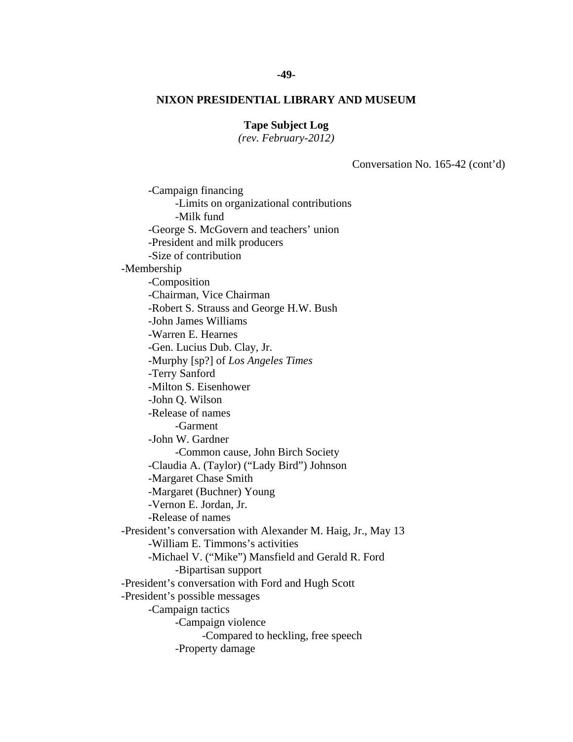**NIXON PRESIDENTIAL LIBRARY AND MUSEUM**

**Tape Subject Log**
*(rev. February-2012)*

Conversation No. 165-42 (cont'd)

- -Campaign financing
  - -Limits on organizational contributions
  - -Milk fund
- -George S. McGovern and teachers' union
- -President and milk producers
- -Size of contribution

-Membership

- -Composition
- -Chairman, Vice Chairman
- -Robert S. Strauss and George H.W. Bush
- -John James Williams
- -Warren E. Hearnes
- -Gen. Lucius Dub. Clay, Jr.
- -Murphy [sp?] of *Los Angeles Times*
- -Terry Sanford
- -Milton S. Eisenhower
- -John Q. Wilson
- -Release of names
  - -Garment
- -John W. Gardner
  - -Common cause, John Birch Society
- -Claudia A. (Taylor) ("Lady Bird") Johnson
- -Margaret Chase Smith
- -Margaret (Buchner) Young
- -Vernon E. Jordan, Jr.
- -Release of names

-President's conversation with Alexander M. Haig, Jr., May 13

- -William E. Timmons's activities
- -Michael V. ("Mike") Mansfield and Gerald R. Ford
  - -Bipartisan support

-President's conversation with Ford and Hugh Scott

-President's possible messages

- -Campaign tactics
  - -Campaign violence
    - -Compared to heckling, free speech
  - -Property damage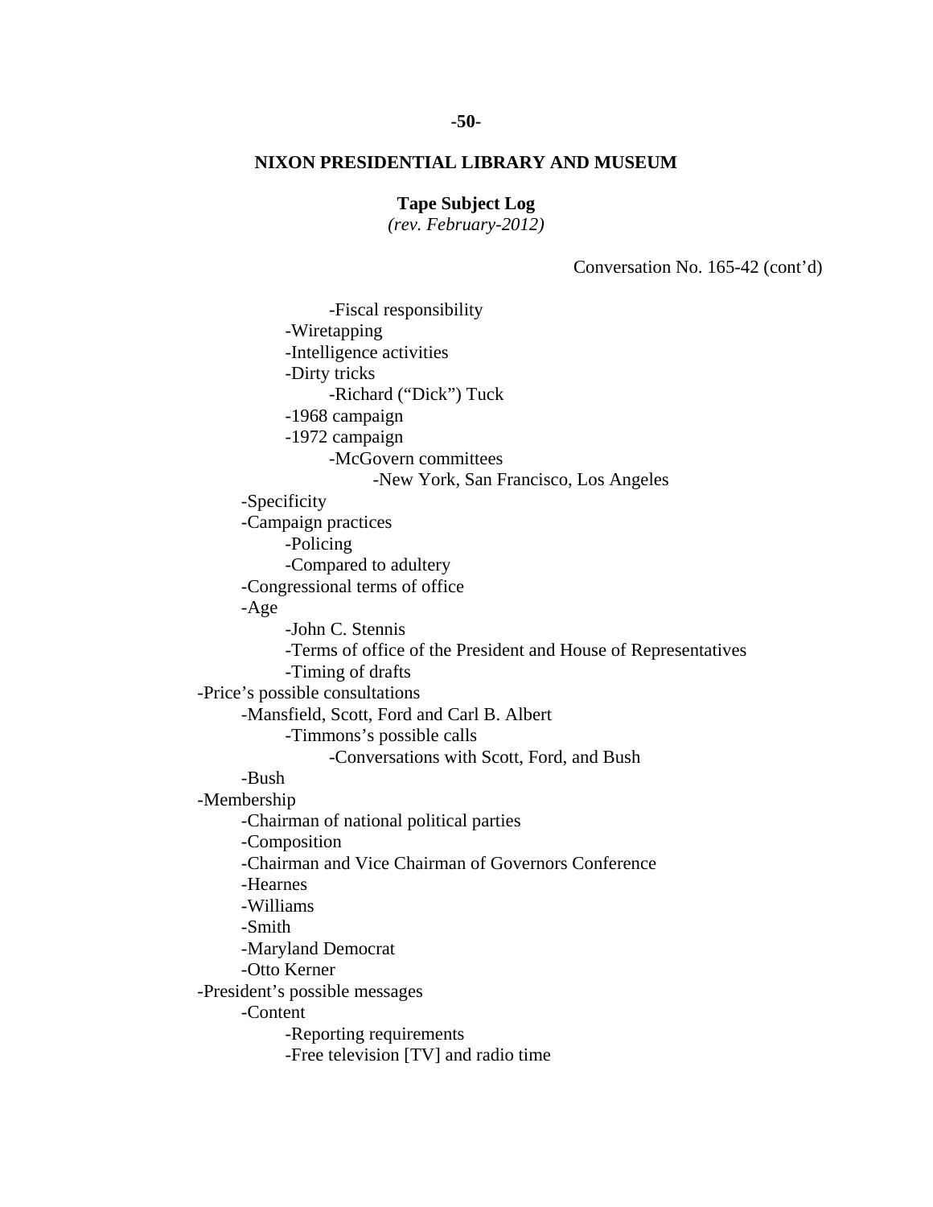**NIXON PRESIDENTIAL LIBRARY AND MUSEUM**

**Tape Subject Log**
*(rev. February-2012)*

Conversation No. 165-42 (cont'd)

- -Fiscal responsibility
  - -Wiretapping
  - -Intelligence activities
  - -Dirty tricks
    - -Richard ("Dick") Tuck
  - -1968 campaign
  - -1972 campaign
    - -McGovern committees
      - -New York, San Francisco, Los Angeles
- -Specificity
- -Campaign practices
  - -Policing
  - -Compared to adultery
- -Congressional terms of office
- -Age
  - -John C. Stennis
  - -Terms of office of the President and House of Representatives
  - -Timing of drafts

-Price's possible consultations
- -Mansfield, Scott, Ford and Carl B. Albert
  - -Timmons's possible calls
    - -Conversations with Scott, Ford, and Bush
- -Bush

-Membership
- -Chairman of national political parties
- -Composition
- -Chairman and Vice Chairman of Governors Conference
- -Hearnes
- -Williams
- -Smith
- -Maryland Democrat
- -Otto Kerner

-President's possible messages
- -Content
  - -Reporting requirements
  - -Free television [TV] and radio time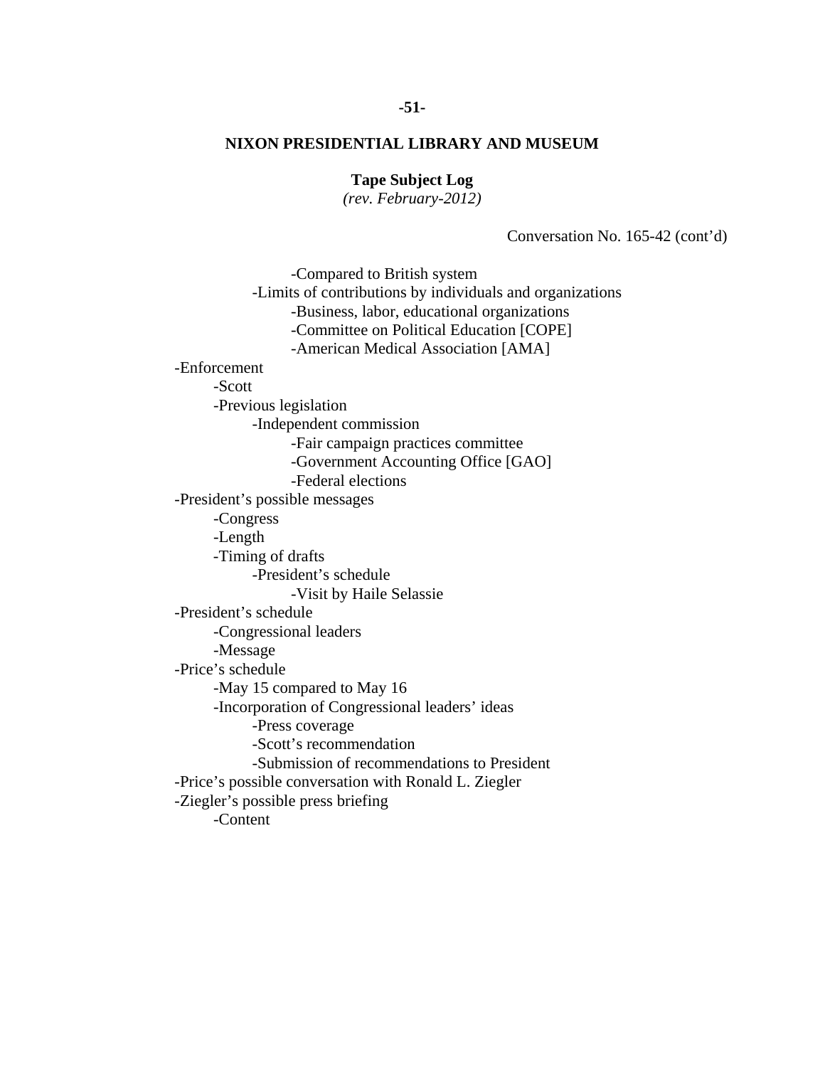**NIXON PRESIDENTIAL LIBRARY AND MUSEUM**

**Tape Subject Log**
*(rev. February-2012)*

Conversation No. 165-42 (cont'd)

- -Compared to British system
  - -Limits of contributions by individuals and organizations
    - -Business, labor, educational organizations
    - -Committee on Political Education [COPE]
    - -American Medical Association [AMA]
- -Enforcement
  - -Scott
  - -Previous legislation
    - -Independent commission
      - -Fair campaign practices committee
      - -Government Accounting Office [GAO]
      - -Federal elections
- -President's possible messages
  - -Congress
  - -Length
  - -Timing of drafts
    - -President's schedule
      - -Visit by Haile Selassie
- -President's schedule
  - -Congressional leaders
  - -Message
- -Price's schedule
  - -May 15 compared to May 16
  - -Incorporation of Congressional leaders' ideas
    - -Press coverage
    - -Scott's recommendation
    - -Submission of recommendations to President
- -Price's possible conversation with Ronald L. Ziegler
- -Ziegler's possible press briefing
  - -Content